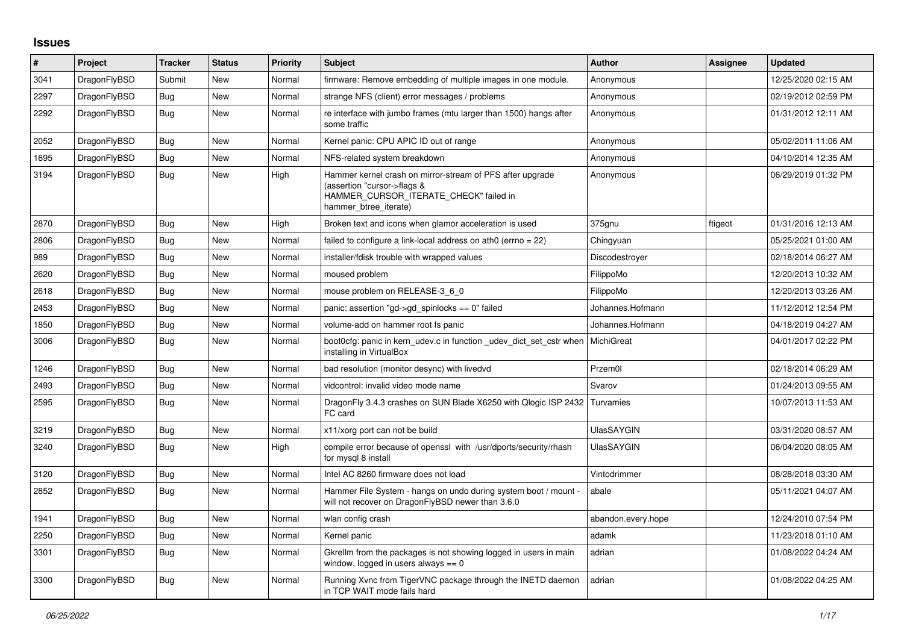# Issues

| # | Project | Tracker | Status | Priority | Subject | Author | Assignee | Updated |
|---|---|---|---|---|---|---|---|---|
| 3041 | DragonFlyBSD | Submit | New | Normal | firmware: Remove embedding of multiple images in one module. | Anonymous | | 12/25/2020 02:15 AM |
| 2297 | DragonFlyBSD | Bug | New | Normal | strange NFS (client) error messages / problems | Anonymous | | 02/19/2012 02:59 PM |
| 2292 | DragonFlyBSD | Bug | New | Normal | re interface with jumbo frames (mtu larger than 1500) hangs after some traffic | Anonymous | | 01/31/2012 12:11 AM |
| 2052 | DragonFlyBSD | Bug | New | Normal | Kernel panic: CPU APIC ID out of range | Anonymous | | 05/02/2011 11:06 AM |
| 1695 | DragonFlyBSD | Bug | New | Normal | NFS-related system breakdown | Anonymous | | 04/10/2014 12:35 AM |
| 3194 | DragonFlyBSD | Bug | New | High | Hammer kernel crash on mirror-stream of PFS after upgrade (assertion "cursor->flags & HAMMER_CURSOR_ITERATE_CHECK" failed in hammer_btree_iterate) | Anonymous | | 06/29/2019 01:32 PM |
| 2870 | DragonFlyBSD | Bug | New | High | Broken text and icons when glamor acceleration is used | 375gnu | ftigeot | 01/31/2016 12:13 AM |
| 2806 | DragonFlyBSD | Bug | New | Normal | failed to configure a link-local address on ath0 (errno = 22) | Chingyuan | | 05/25/2021 01:00 AM |
| 989 | DragonFlyBSD | Bug | New | Normal | installer/fdisk trouble with wrapped values | Discodestroyer | | 02/18/2014 06:27 AM |
| 2620 | DragonFlyBSD | Bug | New | Normal | moused problem | FilippoMo | | 12/20/2013 10:32 AM |
| 2618 | DragonFlyBSD | Bug | New | Normal | mouse problem on RELEASE-3_6_0 | FilippoMo | | 12/20/2013 03:26 AM |
| 2453 | DragonFlyBSD | Bug | New | Normal | panic: assertion "gd->gd_spinlocks == 0" failed | Johannes.Hofmann | | 11/12/2012 12:54 PM |
| 1850 | DragonFlyBSD | Bug | New | Normal | volume-add on hammer root fs panic | Johannes.Hofmann | | 04/18/2019 04:27 AM |
| 3006 | DragonFlyBSD | Bug | New | Normal | boot0cfg: panic in kern_udev.c in function _udev_dict_set_cstr when installing in VirtualBox | MichiGreat | | 04/01/2017 02:22 PM |
| 1246 | DragonFlyBSD | Bug | New | Normal | bad resolution (monitor desync) with livedvd | Przem0l | | 02/18/2014 06:29 AM |
| 2493 | DragonFlyBSD | Bug | New | Normal | vidcontrol: invalid video mode name | Svarov | | 01/24/2013 09:55 AM |
| 2595 | DragonFlyBSD | Bug | New | Normal | DragonFly 3.4.3 crashes on SUN Blade X6250 with Qlogic ISP 2432 FC card | Turvamies | | 10/07/2013 11:53 AM |
| 3219 | DragonFlyBSD | Bug | New | Normal | x11/xorg port can not be build | UlasSAYGIN | | 03/31/2020 08:57 AM |
| 3240 | DragonFlyBSD | Bug | New | High | compile error because of openssl with /usr/dports/security/rhash for mysql 8 install | UlasSAYGIN | | 06/04/2020 08:05 AM |
| 3120 | DragonFlyBSD | Bug | New | Normal | Intel AC 8260 firmware does not load | Vintodrimmer | | 08/28/2018 03:30 AM |
| 2852 | DragonFlyBSD | Bug | New | Normal | Hammer File System - hangs on undo during system boot / mount - will not recover on DragonFlyBSD newer than 3.6.0 | abale | | 05/11/2021 04:07 AM |
| 1941 | DragonFlyBSD | Bug | New | Normal | wlan config crash | abandon.every.hope | | 12/24/2010 07:54 PM |
| 2250 | DragonFlyBSD | Bug | New | Normal | Kernel panic | adamk | | 11/23/2018 01:10 AM |
| 3301 | DragonFlyBSD | Bug | New | Normal | Gkrellm from the packages is not showing logged in users in main window, logged in users always == 0 | adrian | | 01/08/2022 04:24 AM |
| 3300 | DragonFlyBSD | Bug | New | Normal | Running Xvnc from TigerVNC package through the INETD daemon in TCP WAIT mode fails hard | adrian | | 01/08/2022 04:25 AM |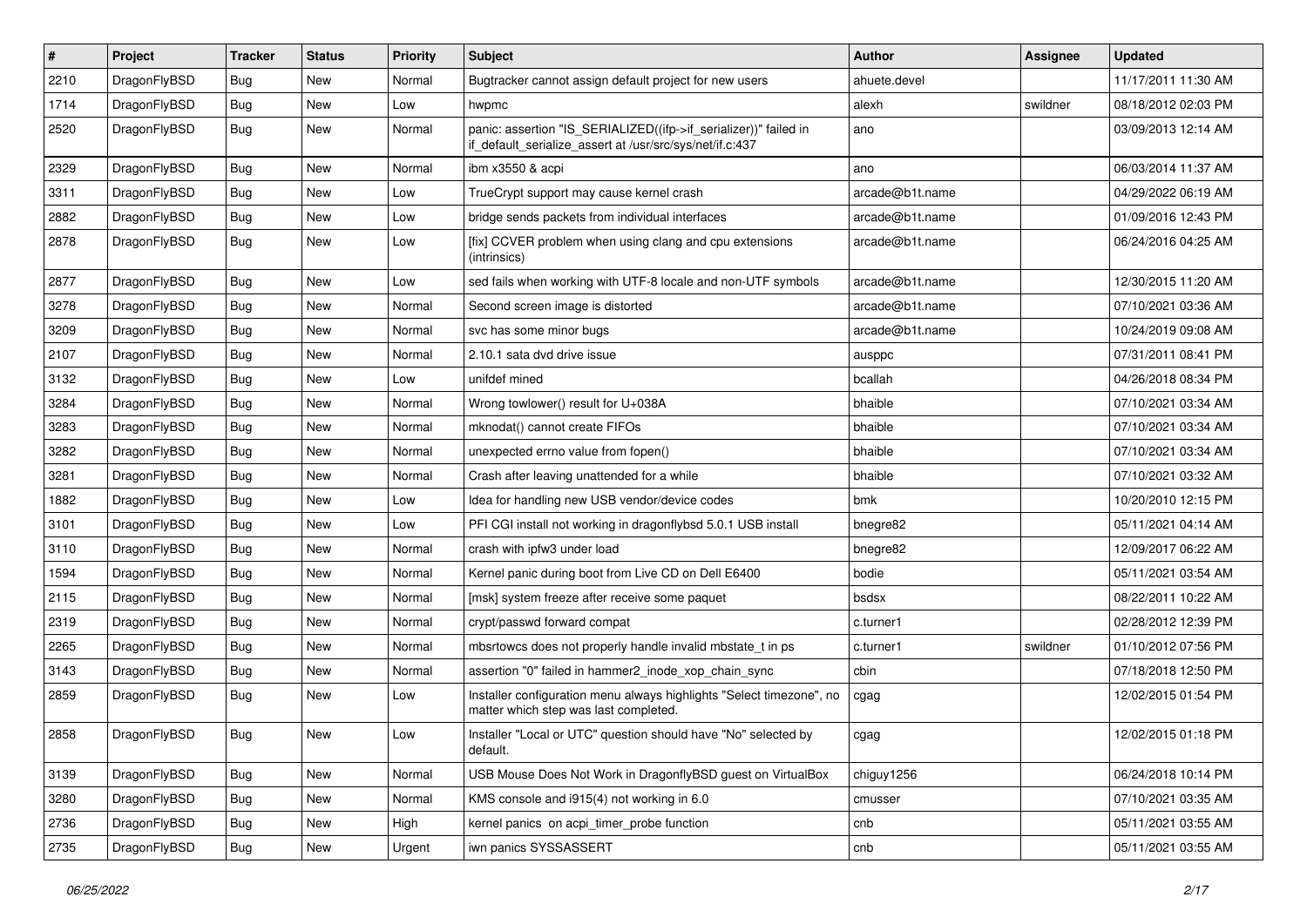| # | Project | Tracker | Status | Priority | Subject | Author | Assignee | Updated |
|---|---|---|---|---|---|---|---|---|
| 2210 | DragonFlyBSD | Bug | New | Normal | Bugtracker cannot assign default project for new users | ahuete.devel | | 11/17/2011 11:30 AM |
| 1714 | DragonFlyBSD | Bug | New | Low | hwpmc | alexh | swildner | 08/18/2012 02:03 PM |
| 2520 | DragonFlyBSD | Bug | New | Normal | panic: assertion "IS_SERIALIZED((ifp->if_serializer))" failed in if_default_serialize_assert at /usr/src/sys/net/if.c:437 | ano | | 03/09/2013 12:14 AM |
| 2329 | DragonFlyBSD | Bug | New | Normal | ibm x3550 & acpi | ano | | 06/03/2014 11:37 AM |
| 3311 | DragonFlyBSD | Bug | New | Low | TrueCrypt support may cause kernel crash | arcade@b1t.name | | 04/29/2022 06:19 AM |
| 2882 | DragonFlyBSD | Bug | New | Low | bridge sends packets from individual interfaces | arcade@b1t.name | | 01/09/2016 12:43 PM |
| 2878 | DragonFlyBSD | Bug | New | Low | [fix] CCVER problem when using clang and cpu extensions (intrinsics) | arcade@b1t.name | | 06/24/2016 04:25 AM |
| 2877 | DragonFlyBSD | Bug | New | Low | sed fails when working with UTF-8 locale and non-UTF symbols | arcade@b1t.name | | 12/30/2015 11:20 AM |
| 3278 | DragonFlyBSD | Bug | New | Normal | Second screen image is distorted | arcade@b1t.name | | 07/10/2021 03:36 AM |
| 3209 | DragonFlyBSD | Bug | New | Normal | svc has some minor bugs | arcade@b1t.name | | 10/24/2019 09:08 AM |
| 2107 | DragonFlyBSD | Bug | New | Normal | 2.10.1 sata dvd drive issue | ausppc | | 07/31/2011 08:41 PM |
| 3132 | DragonFlyBSD | Bug | New | Low | unifdef mined | bcallah | | 04/26/2018 08:34 PM |
| 3284 | DragonFlyBSD | Bug | New | Normal | Wrong towlower() result for U+038A | bhaible | | 07/10/2021 03:34 AM |
| 3283 | DragonFlyBSD | Bug | New | Normal | mknodat() cannot create FIFOs | bhaible | | 07/10/2021 03:34 AM |
| 3282 | DragonFlyBSD | Bug | New | Normal | unexpected errno value from fopen() | bhaible | | 07/10/2021 03:34 AM |
| 3281 | DragonFlyBSD | Bug | New | Normal | Crash after leaving unattended for a while | bhaible | | 07/10/2021 03:32 AM |
| 1882 | DragonFlyBSD | Bug | New | Low | Idea for handling new USB vendor/device codes | bmk | | 10/20/2010 12:15 PM |
| 3101 | DragonFlyBSD | Bug | New | Low | PFI CGI install not working in dragonflybsd 5.0.1 USB install | bnegre82 | | 05/11/2021 04:14 AM |
| 3110 | DragonFlyBSD | Bug | New | Normal | crash with ipfw3 under load | bnegre82 | | 12/09/2017 06:22 AM |
| 1594 | DragonFlyBSD | Bug | New | Normal | Kernel panic during boot from Live CD on Dell E6400 | bodie | | 05/11/2021 03:54 AM |
| 2115 | DragonFlyBSD | Bug | New | Normal | [msk] system freeze after receive some paquet | bsdsx | | 08/22/2011 10:22 AM |
| 2319 | DragonFlyBSD | Bug | New | Normal | crypt/passwd forward compat | c.turner1 | | 02/28/2012 12:39 PM |
| 2265 | DragonFlyBSD | Bug | New | Normal | mbsrtowcs does not properly handle invalid mbstate_t in ps | c.turner1 | swildner | 01/10/2012 07:56 PM |
| 3143 | DragonFlyBSD | Bug | New | Normal | assertion "0" failed in hammer2_inode_xop_chain_sync | cbin | | 07/18/2018 12:50 PM |
| 2859 | DragonFlyBSD | Bug | New | Low | Installer configuration menu always highlights "Select timezone", no matter which step was last completed. | cgag | | 12/02/2015 01:54 PM |
| 2858 | DragonFlyBSD | Bug | New | Low | Installer "Local or UTC" question should have "No" selected by default. | cgag | | 12/02/2015 01:18 PM |
| 3139 | DragonFlyBSD | Bug | New | Normal | USB Mouse Does Not Work in DragonflyBSD guest on VirtualBox | chiguy1256 | | 06/24/2018 10:14 PM |
| 3280 | DragonFlyBSD | Bug | New | Normal | KMS console and i915(4) not working in 6.0 | cmusser | | 07/10/2021 03:35 AM |
| 2736 | DragonFlyBSD | Bug | New | High | kernel panics on acpi_timer_probe function | cnb | | 05/11/2021 03:55 AM |
| 2735 | DragonFlyBSD | Bug | New | Urgent | iwn panics SYSSASSERT | cnb | | 05/11/2021 03:55 AM |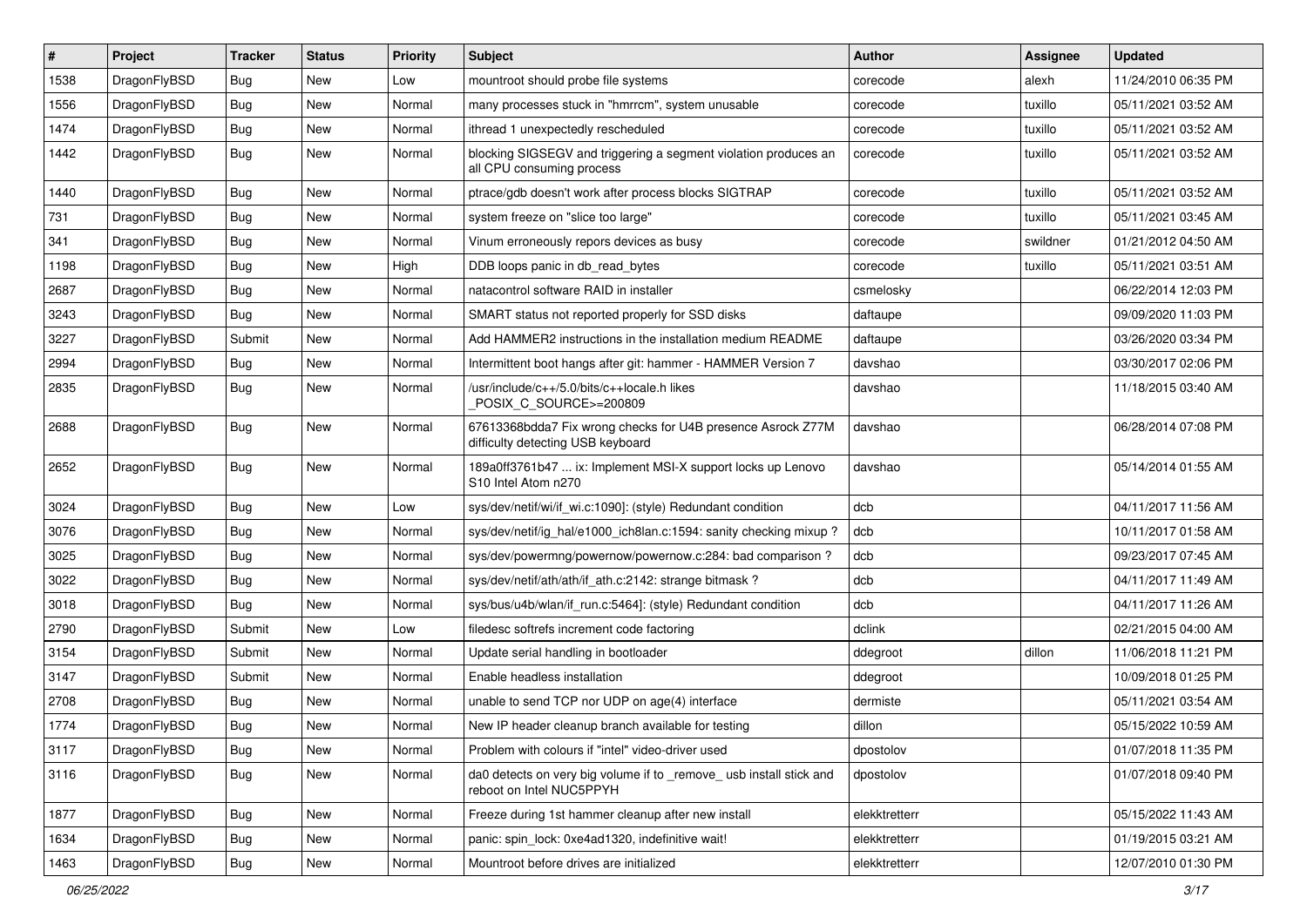| # | Project | Tracker | Status | Priority | Subject | Author | Assignee | Updated |
|---|---|---|---|---|---|---|---|---|
| 1538 | DragonFlyBSD | Bug | New | Low | mountroot should probe file systems | corecode | alexh | 11/24/2010 06:35 PM |
| 1556 | DragonFlyBSD | Bug | New | Normal | many processes stuck in "hmrrcm", system unusable | corecode | tuxillo | 05/11/2021 03:52 AM |
| 1474 | DragonFlyBSD | Bug | New | Normal | ithread 1 unexpectedly rescheduled | corecode | tuxillo | 05/11/2021 03:52 AM |
| 1442 | DragonFlyBSD | Bug | New | Normal | blocking SIGSEGV and triggering a segment violation produces an all CPU consuming process | corecode | tuxillo | 05/11/2021 03:52 AM |
| 1440 | DragonFlyBSD | Bug | New | Normal | ptrace/gdb doesn't work after process blocks SIGTRAP | corecode | tuxillo | 05/11/2021 03:52 AM |
| 731 | DragonFlyBSD | Bug | New | Normal | system freeze on "slice too large" | corecode | tuxillo | 05/11/2021 03:45 AM |
| 341 | DragonFlyBSD | Bug | New | Normal | Vinum erroneously repors devices as busy | corecode | swildner | 01/21/2012 04:50 AM |
| 1198 | DragonFlyBSD | Bug | New | High | DDB loops panic in db_read_bytes | corecode | tuxillo | 05/11/2021 03:51 AM |
| 2687 | DragonFlyBSD | Bug | New | Normal | natacontrol software RAID in installer | csmelosky | | 06/22/2014 12:03 PM |
| 3243 | DragonFlyBSD | Bug | New | Normal | SMART status not reported properly for SSD disks | daftaupe | | 09/09/2020 11:03 PM |
| 3227 | DragonFlyBSD | Submit | New | Normal | Add HAMMER2 instructions in the installation medium README | daftaupe | | 03/26/2020 03:34 PM |
| 2994 | DragonFlyBSD | Bug | New | Normal | Intermittent boot hangs after git: hammer - HAMMER Version 7 | davshao | | 03/30/2017 02:06 PM |
| 2835 | DragonFlyBSD | Bug | New | Normal | /usr/include/c++/5.0/bits/c++locale.h likes _POSIX_C_SOURCE>=200809 | davshao | | 11/18/2015 03:40 AM |
| 2688 | DragonFlyBSD | Bug | New | Normal | 67613368bdda7 Fix wrong checks for U4B presence Asrock Z77M difficulty detecting USB keyboard | davshao | | 06/28/2014 07:08 PM |
| 2652 | DragonFlyBSD | Bug | New | Normal | 189a0ff3761b47 ... ix: Implement MSI-X support locks up Lenovo S10 Intel Atom n270 | davshao | | 05/14/2014 01:55 AM |
| 3024 | DragonFlyBSD | Bug | New | Low | sys/dev/netif/wi/if_wi.c:1090]: (style) Redundant condition | dcb | | 04/11/2017 11:56 AM |
| 3076 | DragonFlyBSD | Bug | New | Normal | sys/dev/netif/ig_hal/e1000_ich8lan.c:1594: sanity checking mixup ? | dcb | | 10/11/2017 01:58 AM |
| 3025 | DragonFlyBSD | Bug | New | Normal | sys/dev/powermng/powernow/powernow.c:284: bad comparison ? | dcb | | 09/23/2017 07:45 AM |
| 3022 | DragonFlyBSD | Bug | New | Normal | sys/dev/netif/ath/ath/if_ath.c:2142: strange bitmask ? | dcb | | 04/11/2017 11:49 AM |
| 3018 | DragonFlyBSD | Bug | New | Normal | sys/bus/u4b/wlan/if_run.c:5464]: (style) Redundant condition | dcb | | 04/11/2017 11:26 AM |
| 2790 | DragonFlyBSD | Submit | New | Low | filedesc softrefs increment code factoring | dclink | | 02/21/2015 04:00 AM |
| 3154 | DragonFlyBSD | Submit | New | Normal | Update serial handling in bootloader | ddegroot | dillon | 11/06/2018 11:21 PM |
| 3147 | DragonFlyBSD | Submit | New | Normal | Enable headless installation | ddegroot | | 10/09/2018 01:25 PM |
| 2708 | DragonFlyBSD | Bug | New | Normal | unable to send TCP nor UDP on age(4) interface | dermiste | | 05/11/2021 03:54 AM |
| 1774 | DragonFlyBSD | Bug | New | Normal | New IP header cleanup branch available for testing | dillon | | 05/15/2022 10:59 AM |
| 3117 | DragonFlyBSD | Bug | New | Normal | Problem with colours if "intel" video-driver used | dpostolov | | 01/07/2018 11:35 PM |
| 3116 | DragonFlyBSD | Bug | New | Normal | da0 detects on very big volume if to _remove_ usb install stick and reboot on Intel NUC5PPYH | dpostolov | | 01/07/2018 09:40 PM |
| 1877 | DragonFlyBSD | Bug | New | Normal | Freeze during 1st hammer cleanup after new install | elekktretterr | | 05/15/2022 11:43 AM |
| 1634 | DragonFlyBSD | Bug | New | Normal | panic: spin_lock: 0xe4ad1320, indefinitive wait! | elekktretterr | | 01/19/2015 03:21 AM |
| 1463 | DragonFlyBSD | Bug | New | Normal | Mountroot before drives are initialized | elekktretterr | | 12/07/2010 01:30 PM |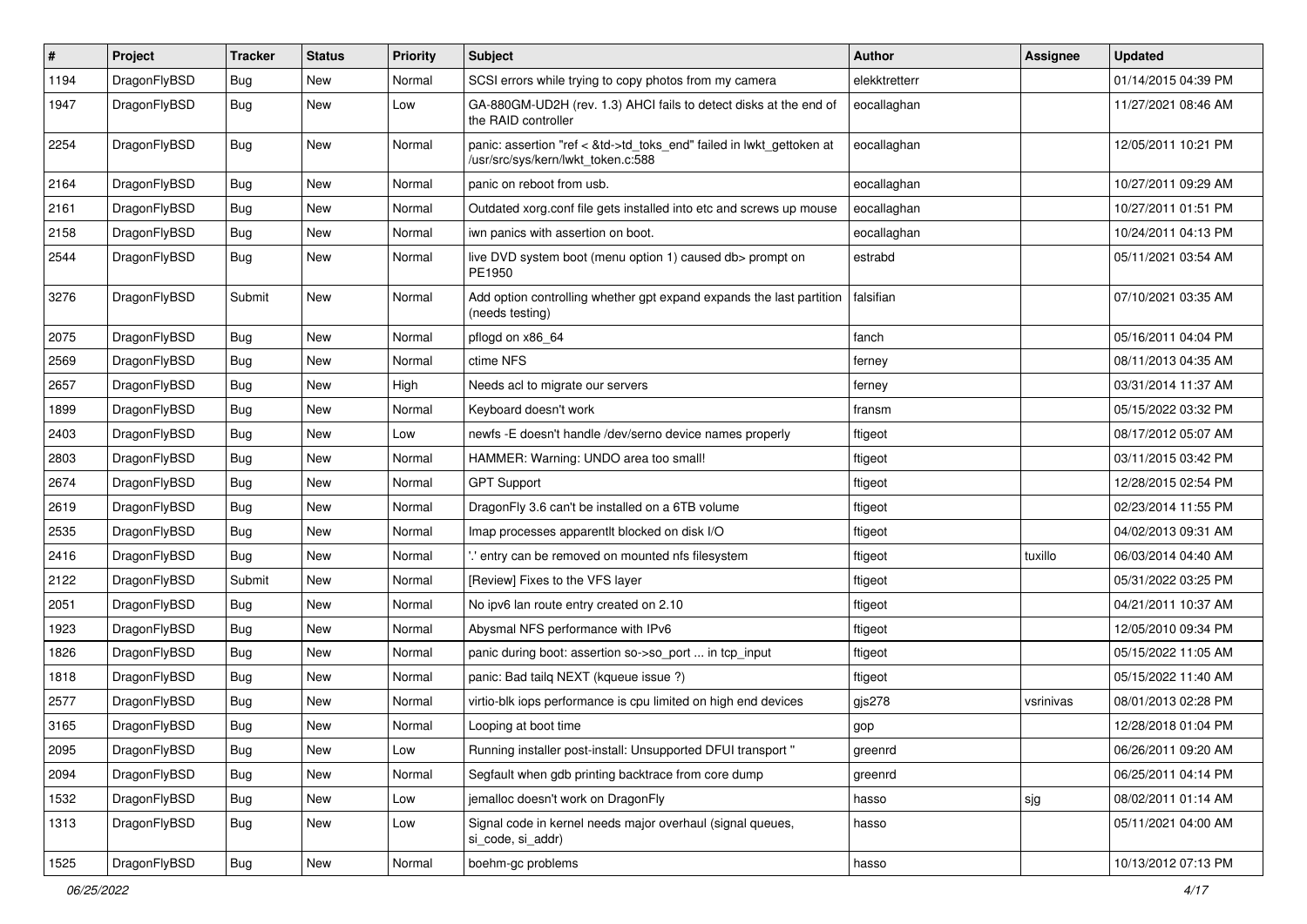| # | Project | Tracker | Status | Priority | Subject | Author | Assignee | Updated |
|---|---|---|---|---|---|---|---|---|
| 1194 | DragonFlyBSD | Bug | New | Normal | SCSI errors while trying to copy photos from my camera | elekktretterr | | 01/14/2015 04:39 PM |
| 1947 | DragonFlyBSD | Bug | New | Low | GA-880GM-UD2H (rev. 1.3) AHCI fails to detect disks at the end of the RAID controller | eocallaghan | | 11/27/2021 08:46 AM |
| 2254 | DragonFlyBSD | Bug | New | Normal | panic: assertion "ref < &td->td_toks_end" failed in lwkt_gettoken at /usr/src/sys/kern/lwkt_token.c:588 | eocallaghan | | 12/05/2011 10:21 PM |
| 2164 | DragonFlyBSD | Bug | New | Normal | panic on reboot from usb. | eocallaghan | | 10/27/2011 09:29 AM |
| 2161 | DragonFlyBSD | Bug | New | Normal | Outdated xorg.conf file gets installed into etc and screws up mouse | eocallaghan | | 10/27/2011 01:51 PM |
| 2158 | DragonFlyBSD | Bug | New | Normal | iwn panics with assertion on boot. | eocallaghan | | 10/24/2011 04:13 PM |
| 2544 | DragonFlyBSD | Bug | New | Normal | live DVD system boot (menu option 1) caused db> prompt on PE1950 | estrabd | | 05/11/2021 03:54 AM |
| 3276 | DragonFlyBSD | Submit | New | Normal | Add option controlling whether gpt expand expands the last partition (needs testing) | falsifian | | 07/10/2021 03:35 AM |
| 2075 | DragonFlyBSD | Bug | New | Normal | pflogd on x86_64 | fanch | | 05/16/2011 04:04 PM |
| 2569 | DragonFlyBSD | Bug | New | Normal | ctime NFS | ferney | | 08/11/2013 04:35 AM |
| 2657 | DragonFlyBSD | Bug | New | High | Needs acl to migrate our servers | ferney | | 03/31/2014 11:37 AM |
| 1899 | DragonFlyBSD | Bug | New | Normal | Keyboard doesn't work | fransm | | 05/15/2022 03:32 PM |
| 2403 | DragonFlyBSD | Bug | New | Low | newfs -E doesn't handle /dev/serno device names properly | ftigeot | | 08/17/2012 05:07 AM |
| 2803 | DragonFlyBSD | Bug | New | Normal | HAMMER: Warning: UNDO area too small! | ftigeot | | 03/11/2015 03:42 PM |
| 2674 | DragonFlyBSD | Bug | New | Normal | GPT Support | ftigeot | | 12/28/2015 02:54 PM |
| 2619 | DragonFlyBSD | Bug | New | Normal | DragonFly 3.6 can't be installed on a 6TB volume | ftigeot | | 02/23/2014 11:55 PM |
| 2535 | DragonFlyBSD | Bug | New | Normal | Imap processes apparentlt blocked on disk I/O | ftigeot | | 04/02/2013 09:31 AM |
| 2416 | DragonFlyBSD | Bug | New | Normal | '.' entry can be removed on mounted nfs filesystem | ftigeot | tuxillo | 06/03/2014 04:40 AM |
| 2122 | DragonFlyBSD | Submit | New | Normal | [Review] Fixes to the VFS layer | ftigeot | | 05/31/2022 03:25 PM |
| 2051 | DragonFlyBSD | Bug | New | Normal | No ipv6 lan route entry created on 2.10 | ftigeot | | 04/21/2011 10:37 AM |
| 1923 | DragonFlyBSD | Bug | New | Normal | Abysmal NFS performance with IPv6 | ftigeot | | 12/05/2010 09:34 PM |
| 1826 | DragonFlyBSD | Bug | New | Normal | panic during boot: assertion so->so_port ... in tcp_input | ftigeot | | 05/15/2022 11:05 AM |
| 1818 | DragonFlyBSD | Bug | New | Normal | panic: Bad tailq NEXT (kqueue issue ?) | ftigeot | | 05/15/2022 11:40 AM |
| 2577 | DragonFlyBSD | Bug | New | Normal | virtio-blk iops performance is cpu limited on high end devices | gjs278 | vsrinivas | 08/01/2013 02:28 PM |
| 3165 | DragonFlyBSD | Bug | New | Normal | Looping at boot time | gop | | 12/28/2018 01:04 PM |
| 2095 | DragonFlyBSD | Bug | New | Low | Running installer post-install: Unsupported DFUI transport " | greenrd | | 06/26/2011 09:20 AM |
| 2094 | DragonFlyBSD | Bug | New | Normal | Segfault when gdb printing backtrace from core dump | greenrd | | 06/25/2011 04:14 PM |
| 1532 | DragonFlyBSD | Bug | New | Low | jemalloc doesn't work on DragonFly | hasso | sjg | 08/02/2011 01:14 AM |
| 1313 | DragonFlyBSD | Bug | New | Low | Signal code in kernel needs major overhaul (signal queues, si_code, si_addr) | hasso | | 05/11/2021 04:00 AM |
| 1525 | DragonFlyBSD | Bug | New | Normal | boehm-gc problems | hasso | | 10/13/2012 07:13 PM |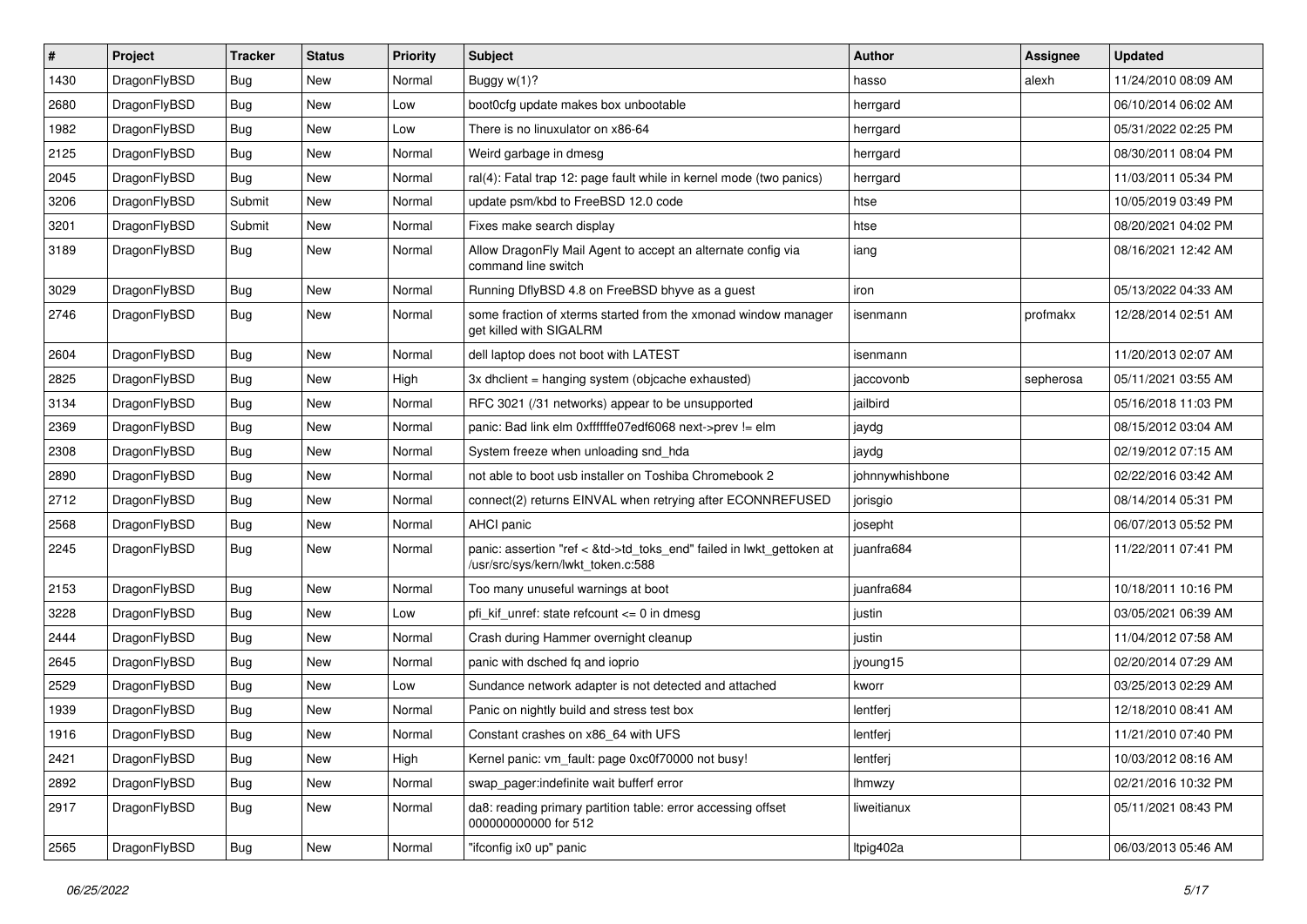| # | Project | Tracker | Status | Priority | Subject | Author | Assignee | Updated |
|---|---|---|---|---|---|---|---|---|
| 1430 | DragonFlyBSD | Bug | New | Normal | Buggy w(1)? | hasso | alexh | 11/24/2010 08:09 AM |
| 2680 | DragonFlyBSD | Bug | New | Low | boot0cfg update makes box unbootable | herrgard | | 06/10/2014 06:02 AM |
| 1982 | DragonFlyBSD | Bug | New | Low | There is no linuxulator on x86-64 | herrgard | | 05/31/2022 02:25 PM |
| 2125 | DragonFlyBSD | Bug | New | Normal | Weird garbage in dmesg | herrgard | | 08/30/2011 08:04 PM |
| 2045 | DragonFlyBSD | Bug | New | Normal | ral(4): Fatal trap 12: page fault while in kernel mode (two panics) | herrgard | | 11/03/2011 05:34 PM |
| 3206 | DragonFlyBSD | Submit | New | Normal | update psm/kbd to FreeBSD 12.0 code | htse | | 10/05/2019 03:49 PM |
| 3201 | DragonFlyBSD | Submit | New | Normal | Fixes make search display | htse | | 08/20/2021 04:02 PM |
| 3189 | DragonFlyBSD | Bug | New | Normal | Allow DragonFly Mail Agent to accept an alternate config via command line switch | iang | | 08/16/2021 12:42 AM |
| 3029 | DragonFlyBSD | Bug | New | Normal | Running DflyBSD 4.8 on FreeBSD bhyve as a guest | iron | | 05/13/2022 04:33 AM |
| 2746 | DragonFlyBSD | Bug | New | Normal | some fraction of xterms started from the xmonad window manager get killed with SIGALRM | isenmann | profmakx | 12/28/2014 02:51 AM |
| 2604 | DragonFlyBSD | Bug | New | Normal | dell laptop does not boot with LATEST | isenmann | | 11/20/2013 02:07 AM |
| 2825 | DragonFlyBSD | Bug | New | High | 3x dhclient = hanging system (objcache exhausted) | jaccovonb | sepherosa | 05/11/2021 03:55 AM |
| 3134 | DragonFlyBSD | Bug | New | Normal | RFC 3021 (/31 networks) appear to be unsupported | jailbird | | 05/16/2018 11:03 PM |
| 2369 | DragonFlyBSD | Bug | New | Normal | panic: Bad link elm 0xffffffe07edf6068 next->prev != elm | jaydg | | 08/15/2012 03:04 AM |
| 2308 | DragonFlyBSD | Bug | New | Normal | System freeze when unloading snd_hda | jaydg | | 02/19/2012 07:15 AM |
| 2890 | DragonFlyBSD | Bug | New | Normal | not able to boot usb installer on Toshiba Chromebook 2 | johnnywhishbone | | 02/22/2016 03:42 AM |
| 2712 | DragonFlyBSD | Bug | New | Normal | connect(2) returns EINVAL when retrying after ECONNREFUSED | jorisgio | | 08/14/2014 05:31 PM |
| 2568 | DragonFlyBSD | Bug | New | Normal | AHCI panic | josepht | | 06/07/2013 05:52 PM |
| 2245 | DragonFlyBSD | Bug | New | Normal | panic: assertion "ref < &td->td_toks_end" failed in lwkt_gettoken at /usr/src/sys/kern/lwkt_token.c:588 | juanfra684 | | 11/22/2011 07:41 PM |
| 2153 | DragonFlyBSD | Bug | New | Normal | Too many unuseful warnings at boot | juanfra684 | | 10/18/2011 10:16 PM |
| 3228 | DragonFlyBSD | Bug | New | Low | pfi_kif_unref: state refcount <= 0 in dmesg | justin | | 03/05/2021 06:39 AM |
| 2444 | DragonFlyBSD | Bug | New | Normal | Crash during Hammer overnight cleanup | justin | | 11/04/2012 07:58 AM |
| 2645 | DragonFlyBSD | Bug | New | Normal | panic with dsched fq and ioprio | jyoung15 | | 02/20/2014 07:29 AM |
| 2529 | DragonFlyBSD | Bug | New | Low | Sundance network adapter is not detected and attached | kworr | | 03/25/2013 02:29 AM |
| 1939 | DragonFlyBSD | Bug | New | Normal | Panic on nightly build and stress test box | lentferj | | 12/18/2010 08:41 AM |
| 1916 | DragonFlyBSD | Bug | New | Normal | Constant crashes on x86_64 with UFS | lentferj | | 11/21/2010 07:40 PM |
| 2421 | DragonFlyBSD | Bug | New | High | Kernel panic: vm_fault: page 0xc0f70000 not busy! | lentferj | | 10/03/2012 08:16 AM |
| 2892 | DragonFlyBSD | Bug | New | Normal | swap_pager:indefinite wait bufferf error | lhmwzy | | 02/21/2016 10:32 PM |
| 2917 | DragonFlyBSD | Bug | New | Normal | da8: reading primary partition table: error accessing offset 000000000000 for 512 | liweitianux | | 05/11/2021 08:43 PM |
| 2565 | DragonFlyBSD | Bug | New | Normal | "ifconfig ix0 up" panic | ltpig402a | | 06/03/2013 05:46 AM |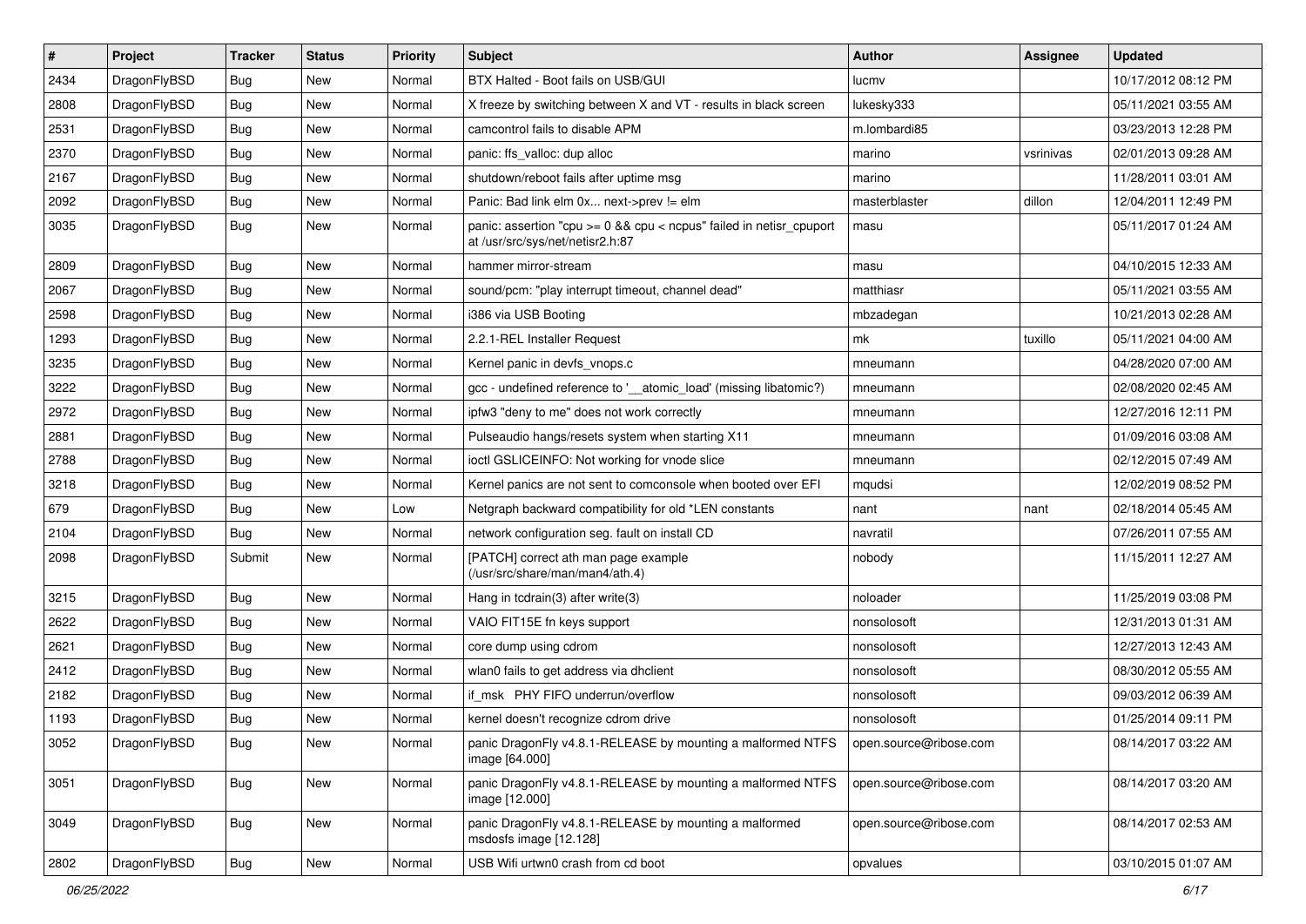| # | Project | Tracker | Status | Priority | Subject | Author | Assignee | Updated |
|---|---|---|---|---|---|---|---|---|
| 2434 | DragonFlyBSD | Bug | New | Normal | BTX Halted - Boot fails on USB/GUI | lucmv | | 10/17/2012 08:12 PM |
| 2808 | DragonFlyBSD | Bug | New | Normal | X freeze by switching between X and VT - results in black screen | lukesky333 | | 05/11/2021 03:55 AM |
| 2531 | DragonFlyBSD | Bug | New | Normal | camcontrol fails to disable APM | m.lombardi85 | | 03/23/2013 12:28 PM |
| 2370 | DragonFlyBSD | Bug | New | Normal | panic: ffs_valloc: dup alloc | marino | vsrinivas | 02/01/2013 09:28 AM |
| 2167 | DragonFlyBSD | Bug | New | Normal | shutdown/reboot fails after uptime msg | marino | | 11/28/2011 03:01 AM |
| 2092 | DragonFlyBSD | Bug | New | Normal | Panic: Bad link elm 0x... next->prev != elm | masterblaster | dillon | 12/04/2011 12:49 PM |
| 3035 | DragonFlyBSD | Bug | New | Normal | panic: assertion "cpu >= 0 && cpu < ncpus" failed in netisr_cpuport at /usr/src/sys/net/netisr2.h:87 | masu | | 05/11/2017 01:24 AM |
| 2809 | DragonFlyBSD | Bug | New | Normal | hammer mirror-stream | masu | | 04/10/2015 12:33 AM |
| 2067 | DragonFlyBSD | Bug | New | Normal | sound/pcm: "play interrupt timeout, channel dead" | matthiasr | | 05/11/2021 03:55 AM |
| 2598 | DragonFlyBSD | Bug | New | Normal | i386 via USB Booting | mbzadegan | | 10/21/2013 02:28 AM |
| 1293 | DragonFlyBSD | Bug | New | Normal | 2.2.1-REL Installer Request | mk | tuxillo | 05/11/2021 04:00 AM |
| 3235 | DragonFlyBSD | Bug | New | Normal | Kernel panic in devfs_vnops.c | mneumann | | 04/28/2020 07:00 AM |
| 3222 | DragonFlyBSD | Bug | New | Normal | gcc - undefined reference to '__atomic_load' (missing libatomic?) | mneumann | | 02/08/2020 02:45 AM |
| 2972 | DragonFlyBSD | Bug | New | Normal | ipfw3 "deny to me" does not work correctly | mneumann | | 12/27/2016 12:11 PM |
| 2881 | DragonFlyBSD | Bug | New | Normal | Pulseaudio hangs/resets system when starting X11 | mneumann | | 01/09/2016 03:08 AM |
| 2788 | DragonFlyBSD | Bug | New | Normal | ioctl GSLICEINFO: Not working for vnode slice | mneumann | | 02/12/2015 07:49 AM |
| 3218 | DragonFlyBSD | Bug | New | Normal | Kernel panics are not sent to comconsole when booted over EFI | mqudsi | | 12/02/2019 08:52 PM |
| 679 | DragonFlyBSD | Bug | New | Low | Netgraph backward compatibility for old *LEN constants | nant | nant | 02/18/2014 05:45 AM |
| 2104 | DragonFlyBSD | Bug | New | Normal | network configuration seg. fault on install CD | navratil | | 07/26/2011 07:55 AM |
| 2098 | DragonFlyBSD | Submit | New | Normal | [PATCH] correct ath man page example (/usr/src/share/man/man4/ath.4) | nobody | | 11/15/2011 12:27 AM |
| 3215 | DragonFlyBSD | Bug | New | Normal | Hang in tcdrain(3) after write(3) | noloader | | 11/25/2019 03:08 PM |
| 2622 | DragonFlyBSD | Bug | New | Normal | VAIO FIT15E fn keys support | nonsolosoft | | 12/31/2013 01:31 AM |
| 2621 | DragonFlyBSD | Bug | New | Normal | core dump using cdrom | nonsolosoft | | 12/27/2013 12:43 AM |
| 2412 | DragonFlyBSD | Bug | New | Normal | wlan0 fails to get address via dhclient | nonsolosoft | | 08/30/2012 05:55 AM |
| 2182 | DragonFlyBSD | Bug | New | Normal | if_msk PHY FIFO underrun/overflow | nonsolosoft | | 09/03/2012 06:39 AM |
| 1193 | DragonFlyBSD | Bug | New | Normal | kernel doesn't recognize cdrom drive | nonsolosoft | | 01/25/2014 09:11 PM |
| 3052 | DragonFlyBSD | Bug | New | Normal | panic DragonFly v4.8.1-RELEASE by mounting a malformed NTFS image [64.000] | open.source@ribose.com | | 08/14/2017 03:22 AM |
| 3051 | DragonFlyBSD | Bug | New | Normal | panic DragonFly v4.8.1-RELEASE by mounting a malformed NTFS image [12.000] | open.source@ribose.com | | 08/14/2017 03:20 AM |
| 3049 | DragonFlyBSD | Bug | New | Normal | panic DragonFly v4.8.1-RELEASE by mounting a malformed msdosfs image [12.128] | open.source@ribose.com | | 08/14/2017 02:53 AM |
| 2802 | DragonFlyBSD | Bug | New | Normal | USB Wifi urtwn0 crash from cd boot | opvalues | | 03/10/2015 01:07 AM |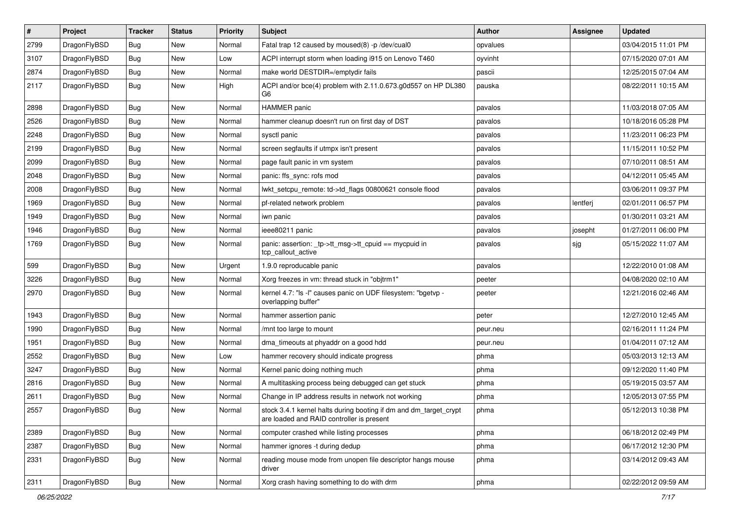| # | Project | Tracker | Status | Priority | Subject | Author | Assignee | Updated |
|---|---|---|---|---|---|---|---|---|
| 2799 | DragonFlyBSD | Bug | New | Normal | Fatal trap 12 caused by moused(8) -p /dev/cual0 | opvalues | | 03/04/2015 11:01 PM |
| 3107 | DragonFlyBSD | Bug | New | Low | ACPI interrupt storm when loading i915 on Lenovo T460 | oyvinht | | 07/15/2020 07:01 AM |
| 2874 | DragonFlyBSD | Bug | New | Normal | make world DESTDIR=/emptydir fails | pascii | | 12/25/2015 07:04 AM |
| 2117 | DragonFlyBSD | Bug | New | High | ACPI and/or bce(4) problem with 2.11.0.673.g0d557 on HP DL380 G6 | pauska | | 08/22/2011 10:15 AM |
| 2898 | DragonFlyBSD | Bug | New | Normal | HAMMER panic | pavalos | | 11/03/2018 07:05 AM |
| 2526 | DragonFlyBSD | Bug | New | Normal | hammer cleanup doesn't run on first day of DST | pavalos | | 10/18/2016 05:28 PM |
| 2248 | DragonFlyBSD | Bug | New | Normal | sysctl panic | pavalos | | 11/23/2011 06:23 PM |
| 2199 | DragonFlyBSD | Bug | New | Normal | screen segfaults if utmpx isn't present | pavalos | | 11/15/2011 10:52 PM |
| 2099 | DragonFlyBSD | Bug | New | Normal | page fault panic in vm system | pavalos | | 07/10/2011 08:51 AM |
| 2048 | DragonFlyBSD | Bug | New | Normal | panic: ffs_sync: rofs mod | pavalos | | 04/12/2011 05:45 AM |
| 2008 | DragonFlyBSD | Bug | New | Normal | lwkt_setcpu_remote: td->td_flags 00800621 console flood | pavalos | | 03/06/2011 09:37 PM |
| 1969 | DragonFlyBSD | Bug | New | Normal | pf-related network problem | pavalos | lentferj | 02/01/2011 06:57 PM |
| 1949 | DragonFlyBSD | Bug | New | Normal | iwn panic | pavalos | | 01/30/2011 03:21 AM |
| 1946 | DragonFlyBSD | Bug | New | Normal | ieee80211 panic | pavalos | josepht | 01/27/2011 06:00 PM |
| 1769 | DragonFlyBSD | Bug | New | Normal | panic: assertion: _tp->tt_msg->tt_cpuid == mycpuid in tcp_callout_active | pavalos | sjg | 05/15/2022 11:07 AM |
| 599 | DragonFlyBSD | Bug | New | Urgent | 1.9.0 reproducable panic | pavalos | | 12/22/2010 01:08 AM |
| 3226 | DragonFlyBSD | Bug | New | Normal | Xorg freezes in vm: thread stuck in "objtrm1" | peeter | | 04/08/2020 02:10 AM |
| 2970 | DragonFlyBSD | Bug | New | Normal | kernel 4.7: "ls -l" causes panic on UDF filesystem: "bgetvp - overlapping buffer" | peeter | | 12/21/2016 02:46 AM |
| 1943 | DragonFlyBSD | Bug | New | Normal | hammer assertion panic | peter | | 12/27/2010 12:45 AM |
| 1990 | DragonFlyBSD | Bug | New | Normal | /mnt too large to mount | peur.neu | | 02/16/2011 11:24 PM |
| 1951 | DragonFlyBSD | Bug | New | Normal | dma_timeouts at phyaddr on a good hdd | peur.neu | | 01/04/2011 07:12 AM |
| 2552 | DragonFlyBSD | Bug | New | Low | hammer recovery should indicate progress | phma | | 05/03/2013 12:13 AM |
| 3247 | DragonFlyBSD | Bug | New | Normal | Kernel panic doing nothing much | phma | | 09/12/2020 11:40 PM |
| 2816 | DragonFlyBSD | Bug | New | Normal | A multitasking process being debugged can get stuck | phma | | 05/19/2015 03:57 AM |
| 2611 | DragonFlyBSD | Bug | New | Normal | Change in IP address results in network not working | phma | | 12/05/2013 07:55 PM |
| 2557 | DragonFlyBSD | Bug | New | Normal | stock 3.4.1 kernel halts during booting if dm and dm_target_crypt are loaded and RAID controller is present | phma | | 05/12/2013 10:38 PM |
| 2389 | DragonFlyBSD | Bug | New | Normal | computer crashed while listing processes | phma | | 06/18/2012 02:49 PM |
| 2387 | DragonFlyBSD | Bug | New | Normal | hammer ignores -t during dedup | phma | | 06/17/2012 12:30 PM |
| 2331 | DragonFlyBSD | Bug | New | Normal | reading mouse mode from unopen file descriptor hangs mouse driver | phma | | 03/14/2012 09:43 AM |
| 2311 | DragonFlyBSD | Bug | New | Normal | Xorg crash having something to do with drm | phma | | 02/22/2012 09:59 AM |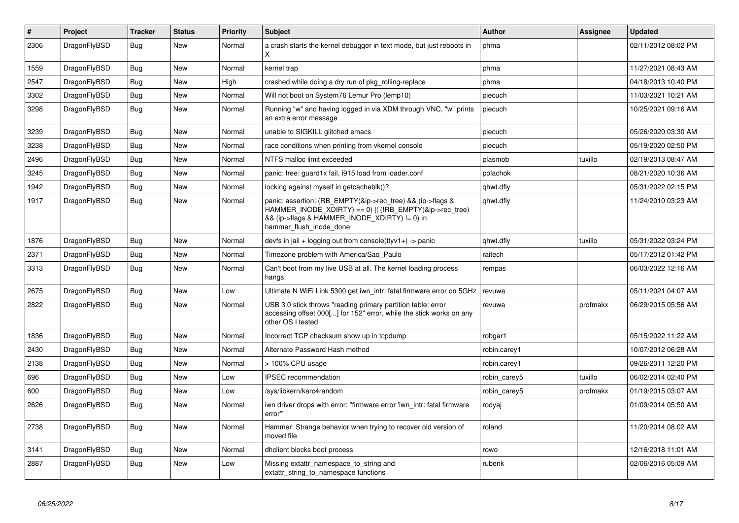| # | Project | Tracker | Status | Priority | Subject | Author | Assignee | Updated |
|---|---|---|---|---|---|---|---|---|
| 2306 | DragonFlyBSD | Bug | New | Normal | a crash starts the kernel debugger in text mode, but just reboots in X | phma | | 02/11/2012 08:02 PM |
| 1559 | DragonFlyBSD | Bug | New | Normal | kernel trap | phma | | 11/27/2021 08:43 AM |
| 2547 | DragonFlyBSD | Bug | New | High | crashed while doing a dry run of pkg_rolling-replace | phma | | 04/18/2013 10:40 PM |
| 3302 | DragonFlyBSD | Bug | New | Normal | Will not boot on System76 Lemur Pro (lemp10) | piecuch | | 11/03/2021 10:21 AM |
| 3298 | DragonFlyBSD | Bug | New | Normal | Running "w" and having logged in via XDM through VNC, "w" prints an extra error message | piecuch | | 10/25/2021 09:16 AM |
| 3239 | DragonFlyBSD | Bug | New | Normal | unable to SIGKILL glitched emacs | piecuch | | 05/26/2020 03:30 AM |
| 3238 | DragonFlyBSD | Bug | New | Normal | race conditions when printing from vkernel console | piecuch | | 05/19/2020 02:50 PM |
| 2496 | DragonFlyBSD | Bug | New | Normal | NTFS malloc limit exceeded | plasmob | tuxillo | 02/19/2013 08:47 AM |
| 3245 | DragonFlyBSD | Bug | New | Normal | panic: free: guard1x fail, i915 load from loader.conf | polachok | | 08/21/2020 10:36 AM |
| 1942 | DragonFlyBSD | Bug | New | Normal | locking against myself in getcacheblk()? | qhwt.dfly | | 05/31/2022 02:15 PM |
| 1917 | DragonFlyBSD | Bug | New | Normal | panic: assertion: (RB_EMPTY(&ip->rec_tree) && (ip->flags & HAMMER_INODE_XDIRTY) == 0) \|\| (!RB_EMPTY(&ip->rec_tree) && (ip->flags & HAMMER_INODE_XDIRTY) != 0) in hammer_flush_inode_done | qhwt.dfly | | 11/24/2010 03:23 AM |
| 1876 | DragonFlyBSD | Bug | New | Normal | devfs in jail + logging out from console(ttyv1+) -> panic | qhwt.dfly | tuxillo | 05/31/2022 03:24 PM |
| 2371 | DragonFlyBSD | Bug | New | Normal | Timezone problem with America/Sao_Paulo | raitech | | 05/17/2012 01:42 PM |
| 3313 | DragonFlyBSD | Bug | New | Normal | Can't boot from my live USB at all. The kernel loading process hangs. | rempas | | 06/03/2022 12:16 AM |
| 2675 | DragonFlyBSD | Bug | New | Low | Ultimate N WiFi Link 5300 get iwn_intr: fatal firmware error on 5GHz | revuwa | | 05/11/2021 04:07 AM |
| 2822 | DragonFlyBSD | Bug | New | Normal | USB 3.0 stick throws "reading primary partition table: error accessing offset 000[...] for 152" error, while the stick works on any other OS I tested | revuwa | profmakx | 06/29/2015 05:56 AM |
| 1836 | DragonFlyBSD | Bug | New | Normal | Incorrect TCP checksum show up in tcpdump | robgar1 | | 05/15/2022 11:22 AM |
| 2430 | DragonFlyBSD | Bug | New | Normal | Alternate Password Hash method | robin.carey1 | | 10/07/2012 06:28 AM |
| 2138 | DragonFlyBSD | Bug | New | Normal | > 100% CPU usage | robin.carey1 | | 09/26/2011 12:20 PM |
| 696 | DragonFlyBSD | Bug | New | Low | IPSEC recommendation | robin_carey5 | tuxillo | 06/02/2014 02:40 PM |
| 600 | DragonFlyBSD | Bug | New | Low | /sys/libkern/karc4random | robin_carey5 | profmakx | 01/19/2015 03:07 AM |
| 2626 | DragonFlyBSD | Bug | New | Normal | iwn driver drops with error: "firmware error 'iwn_intr: fatal firmware error'" | rodyaj | | 01/09/2014 05:50 AM |
| 2738 | DragonFlyBSD | Bug | New | Normal | Hammer: Strange behavior when trying to recover old version of moved file | roland | | 11/20/2014 08:02 AM |
| 3141 | DragonFlyBSD | Bug | New | Normal | dhclient blocks boot process | rowo | | 12/16/2018 11:01 AM |
| 2887 | DragonFlyBSD | Bug | New | Low | Missing extattr_namespace_to_string and extattr_string_to_namespace functions | rubenk | | 02/06/2016 05:09 AM |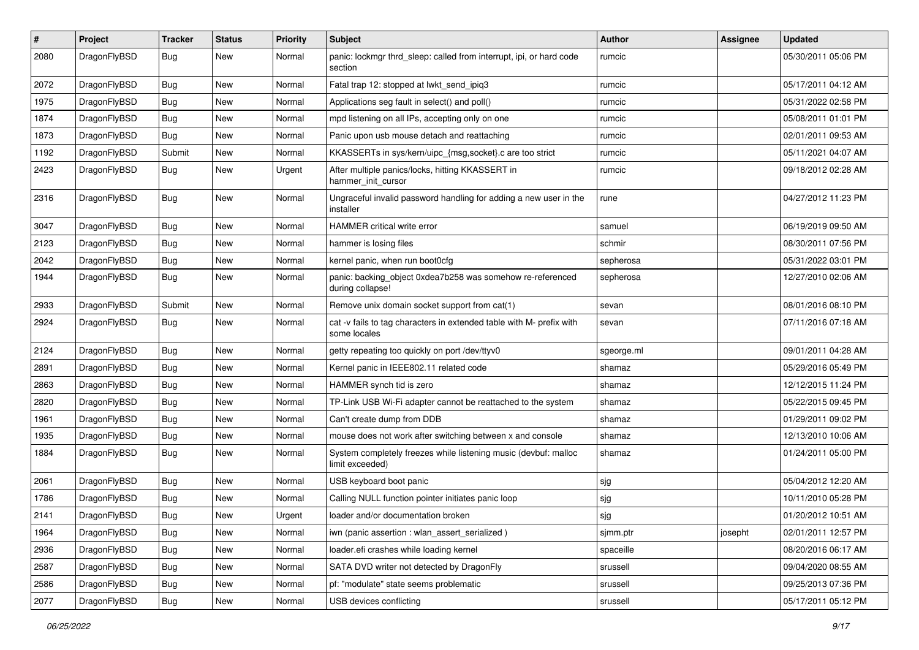| # | Project | Tracker | Status | Priority | Subject | Author | Assignee | Updated |
|---|---|---|---|---|---|---|---|---|
| 2080 | DragonFlyBSD | Bug | New | Normal | panic: lockmgr thrd_sleep: called from interrupt, ipi, or hard code section | rumcic | | 05/30/2011 05:06 PM |
| 2072 | DragonFlyBSD | Bug | New | Normal | Fatal trap 12: stopped at lwkt_send_ipiq3 | rumcic | | 05/17/2011 04:12 AM |
| 1975 | DragonFlyBSD | Bug | New | Normal | Applications seg fault in select() and poll() | rumcic | | 05/31/2022 02:58 PM |
| 1874 | DragonFlyBSD | Bug | New | Normal | mpd listening on all IPs, accepting only on one | rumcic | | 05/08/2011 01:01 PM |
| 1873 | DragonFlyBSD | Bug | New | Normal | Panic upon usb mouse detach and reattaching | rumcic | | 02/01/2011 09:53 AM |
| 1192 | DragonFlyBSD | Submit | New | Normal | KKASSERTs in sys/kern/uipc_{msg,socket}.c are too strict | rumcic | | 05/11/2021 04:07 AM |
| 2423 | DragonFlyBSD | Bug | New | Urgent | After multiple panics/locks, hitting KKASSERT in hammer_init_cursor | rumcic | | 09/18/2012 02:28 AM |
| 2316 | DragonFlyBSD | Bug | New | Normal | Ungraceful invalid password handling for adding a new user in the installer | rune | | 04/27/2012 11:23 PM |
| 3047 | DragonFlyBSD | Bug | New | Normal | HAMMER critical write error | samuel | | 06/19/2019 09:50 AM |
| 2123 | DragonFlyBSD | Bug | New | Normal | hammer is losing files | schmir | | 08/30/2011 07:56 PM |
| 2042 | DragonFlyBSD | Bug | New | Normal | kernel panic, when run boot0cfg | sepherosa | | 05/31/2022 03:01 PM |
| 1944 | DragonFlyBSD | Bug | New | Normal | panic: backing_object 0xdea7b258 was somehow re-referenced during collapse! | sepherosa | | 12/27/2010 02:06 AM |
| 2933 | DragonFlyBSD | Submit | New | Normal | Remove unix domain socket support from cat(1) | sevan | | 08/01/2016 08:10 PM |
| 2924 | DragonFlyBSD | Bug | New | Normal | cat -v fails to tag characters in extended table with M- prefix with some locales | sevan | | 07/11/2016 07:18 AM |
| 2124 | DragonFlyBSD | Bug | New | Normal | getty repeating too quickly on port /dev/ttyv0 | sgeorge.ml | | 09/01/2011 04:28 AM |
| 2891 | DragonFlyBSD | Bug | New | Normal | Kernel panic in IEEE802.11 related code | shamaz | | 05/29/2016 05:49 PM |
| 2863 | DragonFlyBSD | Bug | New | Normal | HAMMER synch tid is zero | shamaz | | 12/12/2015 11:24 PM |
| 2820 | DragonFlyBSD | Bug | New | Normal | TP-Link USB Wi-Fi adapter cannot be reattached to the system | shamaz | | 05/22/2015 09:45 PM |
| 1961 | DragonFlyBSD | Bug | New | Normal | Can't create dump from DDB | shamaz | | 01/29/2011 09:02 PM |
| 1935 | DragonFlyBSD | Bug | New | Normal | mouse does not work after switching between x and console | shamaz | | 12/13/2010 10:06 AM |
| 1884 | DragonFlyBSD | Bug | New | Normal | System completely freezes while listening music (devbuf: malloc limit exceeded) | shamaz | | 01/24/2011 05:00 PM |
| 2061 | DragonFlyBSD | Bug | New | Normal | USB keyboard boot panic | sjg | | 05/04/2012 12:20 AM |
| 1786 | DragonFlyBSD | Bug | New | Normal | Calling NULL function pointer initiates panic loop | sjg | | 10/11/2010 05:28 PM |
| 2141 | DragonFlyBSD | Bug | New | Urgent | loader and/or documentation broken | sjg | | 01/20/2012 10:51 AM |
| 1964 | DragonFlyBSD | Bug | New | Normal | iwn (panic assertion : wlan_assert_serialized ) | sjmm.ptr | josepht | 02/01/2011 12:57 PM |
| 2936 | DragonFlyBSD | Bug | New | Normal | loader.efi crashes while loading kernel | spaceille | | 08/20/2016 06:17 AM |
| 2587 | DragonFlyBSD | Bug | New | Normal | SATA DVD writer not detected by DragonFly | srussell | | 09/04/2020 08:55 AM |
| 2586 | DragonFlyBSD | Bug | New | Normal | pf: "modulate" state seems problematic | srussell | | 09/25/2013 07:36 PM |
| 2077 | DragonFlyBSD | Bug | New | Normal | USB devices conflicting | srussell | | 05/17/2011 05:12 PM |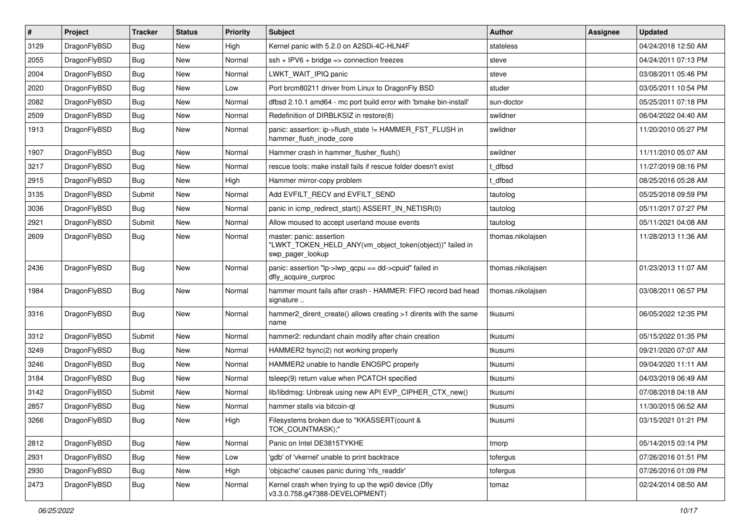| # | Project | Tracker | Status | Priority | Subject | Author | Assignee | Updated |
|---|---|---|---|---|---|---|---|---|
| 3129 | DragonFlyBSD | Bug | New | High | Kernel panic with 5.2.0 on A2SDi-4C-HLN4F | stateless | | 04/24/2018 12:50 AM |
| 2055 | DragonFlyBSD | Bug | New | Normal | ssh + IPV6 + bridge => connection freezes | steve | | 04/24/2011 07:13 PM |
| 2004 | DragonFlyBSD | Bug | New | Normal | LWKT_WAIT_IPIQ panic | steve | | 03/08/2011 05:46 PM |
| 2020 | DragonFlyBSD | Bug | New | Low | Port brcm80211 driver from Linux to DragonFly BSD | studer | | 03/05/2011 10:54 PM |
| 2082 | DragonFlyBSD | Bug | New | Normal | dfbsd 2.10.1 amd64 - mc port build error with 'bmake bin-install' | sun-doctor | | 05/25/2011 07:18 PM |
| 2509 | DragonFlyBSD | Bug | New | Normal | Redefinition of DIRBLKSIZ in restore(8) | swildner | | 06/04/2022 04:40 AM |
| 1913 | DragonFlyBSD | Bug | New | Normal | panic: assertion: ip->flush_state != HAMMER_FST_FLUSH in hammer_flush_inode_core | swildner | | 11/20/2010 05:27 PM |
| 1907 | DragonFlyBSD | Bug | New | Normal | Hammer crash in hammer_flusher_flush() | swildner | | 11/11/2010 05:07 AM |
| 3217 | DragonFlyBSD | Bug | New | Normal | rescue tools: make install fails if rescue folder doesn't exist | t_dfbsd | | 11/27/2019 08:16 PM |
| 2915 | DragonFlyBSD | Bug | New | High | Hammer mirror-copy problem | t_dfbsd | | 08/25/2016 05:28 AM |
| 3135 | DragonFlyBSD | Submit | New | Normal | Add EVFILT_RECV and EVFILT_SEND | tautolog | | 05/25/2018 09:59 PM |
| 3036 | DragonFlyBSD | Bug | New | Normal | panic in icmp_redirect_start() ASSERT_IN_NETISR(0) | tautolog | | 05/11/2017 07:27 PM |
| 2921 | DragonFlyBSD | Submit | New | Normal | Allow moused to accept userland mouse events | tautolog | | 05/11/2021 04:08 AM |
| 2609 | DragonFlyBSD | Bug | New | Normal | master: panic: assertion "LWKT_TOKEN_HELD_ANY(vm_object_token(object))" failed in swp_pager_lookup | thomas.nikolajsen | | 11/28/2013 11:36 AM |
| 2436 | DragonFlyBSD | Bug | New | Normal | panic: assertion "lp->lwp_qcpu == dd->cpuid" failed in dfly_acquire_curproc | thomas.nikolajsen | | 01/23/2013 11:07 AM |
| 1984 | DragonFlyBSD | Bug | New | Normal | hammer mount fails after crash - HAMMER: FIFO record bad head signature .. | thomas.nikolajsen | | 03/08/2011 06:57 PM |
| 3316 | DragonFlyBSD | Bug | New | Normal | hammer2_dirent_create() allows creating >1 dirents with the same name | tkusumi | | 06/05/2022 12:35 PM |
| 3312 | DragonFlyBSD | Submit | New | Normal | hammer2: redundant chain modify after chain creation | tkusumi | | 05/15/2022 01:35 PM |
| 3249 | DragonFlyBSD | Bug | New | Normal | HAMMER2 fsync(2) not working properly | tkusumi | | 09/21/2020 07:07 AM |
| 3246 | DragonFlyBSD | Bug | New | Normal | HAMMER2 unable to handle ENOSPC properly | tkusumi | | 09/04/2020 11:11 AM |
| 3184 | DragonFlyBSD | Bug | New | Normal | tsleep(9) return value when PCATCH specified | tkusumi | | 04/03/2019 06:49 AM |
| 3142 | DragonFlyBSD | Submit | New | Normal | lib/libdmsg: Unbreak using new API EVP_CIPHER_CTX_new() | tkusumi | | 07/08/2018 04:18 AM |
| 2857 | DragonFlyBSD | Bug | New | Normal | hammer stalls via bitcoin-qt | tkusumi | | 11/30/2015 06:52 AM |
| 3266 | DragonFlyBSD | Bug | New | High | Filesystems broken due to "KKASSERT(count & TOK_COUNTMASK);" | tkusumi | | 03/15/2021 01:21 PM |
| 2812 | DragonFlyBSD | Bug | New | Normal | Panic on Intel DE3815TYKHE | tmorp | | 05/14/2015 03:14 PM |
| 2931 | DragonFlyBSD | Bug | New | Low | 'gdb' of 'vkernel' unable to print backtrace | tofergus | | 07/26/2016 01:51 PM |
| 2930 | DragonFlyBSD | Bug | New | High | 'objcache' causes panic during 'nfs_readdir' | tofergus | | 07/26/2016 01:09 PM |
| 2473 | DragonFlyBSD | Bug | New | Normal | Kernel crash when trying to up the wpi0 device (Dfly v3.3.0.758.g47388-DEVELOPMENT) | tomaz | | 02/24/2014 08:50 AM |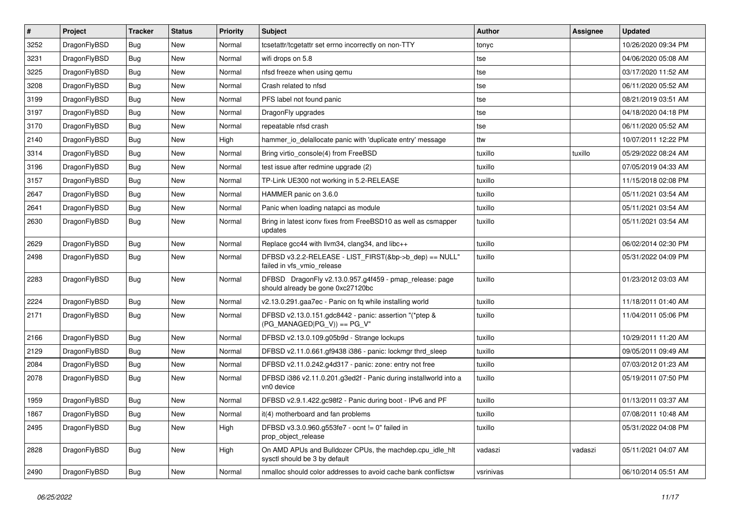| # | Project | Tracker | Status | Priority | Subject | Author | Assignee | Updated |
|---|---|---|---|---|---|---|---|---|
| 3252 | DragonFlyBSD | Bug | New | Normal | tcsetattr/tcgetattr set errno incorrectly on non-TTY | tonyc | | 10/26/2020 09:34 PM |
| 3231 | DragonFlyBSD | Bug | New | Normal | wifi drops on 5.8 | tse | | 04/06/2020 05:08 AM |
| 3225 | DragonFlyBSD | Bug | New | Normal | nfsd freeze when using qemu | tse | | 03/17/2020 11:52 AM |
| 3208 | DragonFlyBSD | Bug | New | Normal | Crash related to nfsd | tse | | 06/11/2020 05:52 AM |
| 3199 | DragonFlyBSD | Bug | New | Normal | PFS label not found panic | tse | | 08/21/2019 03:51 AM |
| 3197 | DragonFlyBSD | Bug | New | Normal | DragonFly upgrades | tse | | 04/18/2020 04:18 PM |
| 3170 | DragonFlyBSD | Bug | New | Normal | repeatable nfsd crash | tse | | 06/11/2020 05:52 AM |
| 2140 | DragonFlyBSD | Bug | New | High | hammer_io_delallocate panic with 'duplicate entry' message | ttw | | 10/07/2011 12:22 PM |
| 3314 | DragonFlyBSD | Bug | New | Normal | Bring virtio_console(4) from FreeBSD | tuxillo | tuxillo | 05/29/2022 08:24 AM |
| 3196 | DragonFlyBSD | Bug | New | Normal | test issue after redmine upgrade (2) | tuxillo | | 07/05/2019 04:33 AM |
| 3157 | DragonFlyBSD | Bug | New | Normal | TP-Link UE300 not working in 5.2-RELEASE | tuxillo | | 11/15/2018 02:08 PM |
| 2647 | DragonFlyBSD | Bug | New | Normal | HAMMER panic on 3.6.0 | tuxillo | | 05/11/2021 03:54 AM |
| 2641 | DragonFlyBSD | Bug | New | Normal | Panic when loading natapci as module | tuxillo | | 05/11/2021 03:54 AM |
| 2630 | DragonFlyBSD | Bug | New | Normal | Bring in latest iconv fixes from FreeBSD10 as well as csmapper updates | tuxillo | | 05/11/2021 03:54 AM |
| 2629 | DragonFlyBSD | Bug | New | Normal | Replace gcc44 with llvm34, clang34, and libc++ | tuxillo | | 06/02/2014 02:30 PM |
| 2498 | DragonFlyBSD | Bug | New | Normal | DFBSD v3.2.2-RELEASE - LIST_FIRST(&bp->b_dep) == NULL" failed in vfs_vmio_release | tuxillo | | 05/31/2022 04:09 PM |
| 2283 | DragonFlyBSD | Bug | New | Normal | DFBSD DragonFly v2.13.0.957.g4f459 - pmap_release: page should already be gone 0xc27120bc | tuxillo | | 01/23/2012 03:03 AM |
| 2224 | DragonFlyBSD | Bug | New | Normal | v2.13.0.291.gaa7ec - Panic on fq while installing world | tuxillo | | 11/18/2011 01:40 AM |
| 2171 | DragonFlyBSD | Bug | New | Normal | DFBSD v2.13.0.151.gdc8442 - panic: assertion "(*ptep & (PG_MANAGED\|PG_V)) == PG_V" | tuxillo | | 11/04/2011 05:06 PM |
| 2166 | DragonFlyBSD | Bug | New | Normal | DFBSD v2.13.0.109.g05b9d - Strange lockups | tuxillo | | 10/29/2011 11:20 AM |
| 2129 | DragonFlyBSD | Bug | New | Normal | DFBSD v2.11.0.661.gf9438 i386 - panic: lockmgr thrd_sleep | tuxillo | | 09/05/2011 09:49 AM |
| 2084 | DragonFlyBSD | Bug | New | Normal | DFBSD v2.11.0.242.g4d317 - panic: zone: entry not free | tuxillo | | 07/03/2012 01:23 AM |
| 2078 | DragonFlyBSD | Bug | New | Normal | DFBSD i386 v2.11.0.201.g3ed2f - Panic during installworld into a vn0 device | tuxillo | | 05/19/2011 07:50 PM |
| 1959 | DragonFlyBSD | Bug | New | Normal | DFBSD v2.9.1.422.gc98f2 - Panic during boot - IPv6 and PF | tuxillo | | 01/13/2011 03:37 AM |
| 1867 | DragonFlyBSD | Bug | New | Normal | it(4) motherboard and fan problems | tuxillo | | 07/08/2011 10:48 AM |
| 2495 | DragonFlyBSD | Bug | New | High | DFBSD v3.3.0.960.g553fe7 - ocnt != 0" failed in prop_object_release | tuxillo | | 05/31/2022 04:08 PM |
| 2828 | DragonFlyBSD | Bug | New | High | On AMD APUs and Bulldozer CPUs, the machdep.cpu_idle_hlt sysctl should be 3 by default | vadaszi | vadaszi | 05/11/2021 04:07 AM |
| 2490 | DragonFlyBSD | Bug | New | Normal | nmalloc should color addresses to avoid cache bank conflictsw | vsrinivas | | 06/10/2014 05:51 AM |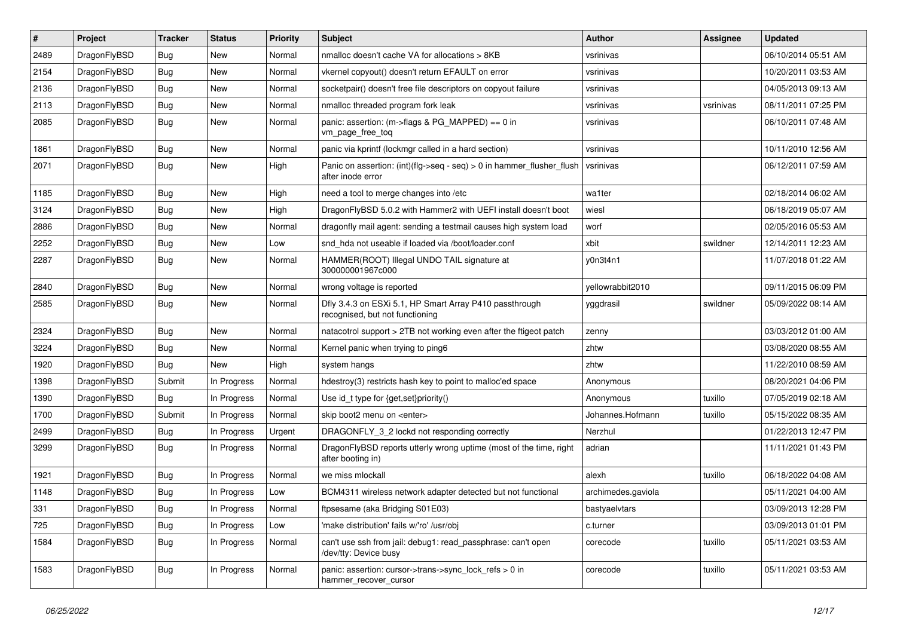| # | Project | Tracker | Status | Priority | Subject | Author | Assignee | Updated |
|---|---|---|---|---|---|---|---|---|
| 2489 | DragonFlyBSD | Bug | New | Normal | nmalloc doesn't cache VA for allocations > 8KB | vsrinivas | | 06/10/2014 05:51 AM |
| 2154 | DragonFlyBSD | Bug | New | Normal | vkernel copyout() doesn't return EFAULT on error | vsrinivas | | 10/20/2011 03:53 AM |
| 2136 | DragonFlyBSD | Bug | New | Normal | socketpair() doesn't free file descriptors on copyout failure | vsrinivas | | 04/05/2013 09:13 AM |
| 2113 | DragonFlyBSD | Bug | New | Normal | nmalloc threaded program fork leak | vsrinivas | vsrinivas | 08/11/2011 07:25 PM |
| 2085 | DragonFlyBSD | Bug | New | Normal | panic: assertion: (m->flags & PG_MAPPED) == 0 in vm_page_free_toq | vsrinivas | | 06/10/2011 07:48 AM |
| 1861 | DragonFlyBSD | Bug | New | Normal | panic via kprintf (lockmgr called in a hard section) | vsrinivas | | 10/11/2010 12:56 AM |
| 2071 | DragonFlyBSD | Bug | New | High | Panic on assertion: (int)(flg->seq - seq) > 0 in hammer_flusher_flush after inode error | vsrinivas | | 06/12/2011 07:59 AM |
| 1185 | DragonFlyBSD | Bug | New | High | need a tool to merge changes into /etc | wa1ter | | 02/18/2014 06:02 AM |
| 3124 | DragonFlyBSD | Bug | New | High | DragonFlyBSD 5.0.2 with Hammer2 with UEFI install doesn't boot | wiesl | | 06/18/2019 05:07 AM |
| 2886 | DragonFlyBSD | Bug | New | Normal | dragonfly mail agent: sending a testmail causes high system load | worf | | 02/05/2016 05:53 AM |
| 2252 | DragonFlyBSD | Bug | New | Low | snd_hda not useable if loaded via /boot/loader.conf | xbit | swildner | 12/14/2011 12:23 AM |
| 2287 | DragonFlyBSD | Bug | New | Normal | HAMMER(ROOT) Illegal UNDO TAIL signature at 300000001967c000 | y0n3t4n1 | | 11/07/2018 01:22 AM |
| 2840 | DragonFlyBSD | Bug | New | Normal | wrong voltage is reported | yellowrabbit2010 | | 09/11/2015 06:09 PM |
| 2585 | DragonFlyBSD | Bug | New | Normal | Dfly 3.4.3 on ESXi 5.1, HP Smart Array P410 passthrough recognised, but not functioning | yggdrasil | swildner | 05/09/2022 08:14 AM |
| 2324 | DragonFlyBSD | Bug | New | Normal | natacotrol support > 2TB not working even after the ftigeot patch | zenny | | 03/03/2012 01:00 AM |
| 3224 | DragonFlyBSD | Bug | New | Normal | Kernel panic when trying to ping6 | zhtw | | 03/08/2020 08:55 AM |
| 1920 | DragonFlyBSD | Bug | New | High | system hangs | zhtw | | 11/22/2010 08:59 AM |
| 1398 | DragonFlyBSD | Submit | In Progress | Normal | hdestroy(3) restricts hash key to point to malloc'ed space | Anonymous | | 08/20/2021 04:06 PM |
| 1390 | DragonFlyBSD | Bug | In Progress | Normal | Use id_t type for {get,set}priority() | Anonymous | tuxillo | 07/05/2019 02:18 AM |
| 1700 | DragonFlyBSD | Submit | In Progress | Normal | skip boot2 menu on <enter> | Johannes.Hofmann | tuxillo | 05/15/2022 08:35 AM |
| 2499 | DragonFlyBSD | Bug | In Progress | Urgent | DRAGONFLY_3_2 lockd not responding correctly | Nerzhul | | 01/22/2013 12:47 PM |
| 3299 | DragonFlyBSD | Bug | In Progress | Normal | DragonFlyBSD reports utterly wrong uptime (most of the time, right after booting in) | adrian | | 11/11/2021 01:43 PM |
| 1921 | DragonFlyBSD | Bug | In Progress | Normal | we miss mlockall | alexh | tuxillo | 06/18/2022 04:08 AM |
| 1148 | DragonFlyBSD | Bug | In Progress | Low | BCM4311 wireless network adapter detected but not functional | archimedes.gaviola | | 05/11/2021 04:00 AM |
| 331 | DragonFlyBSD | Bug | In Progress | Normal | ftpsesame (aka Bridging S01E03) | bastyaelvtars | | 03/09/2013 12:28 PM |
| 725 | DragonFlyBSD | Bug | In Progress | Low | 'make distribution' fails w/'ro' /usr/obj | c.turner | | 03/09/2013 01:01 PM |
| 1584 | DragonFlyBSD | Bug | In Progress | Normal | can't use ssh from jail: debug1: read_passphrase: can't open /dev/tty: Device busy | corecode | tuxillo | 05/11/2021 03:53 AM |
| 1583 | DragonFlyBSD | Bug | In Progress | Normal | panic: assertion: cursor->trans->sync_lock_refs > 0 in hammer_recover_cursor | corecode | tuxillo | 05/11/2021 03:53 AM |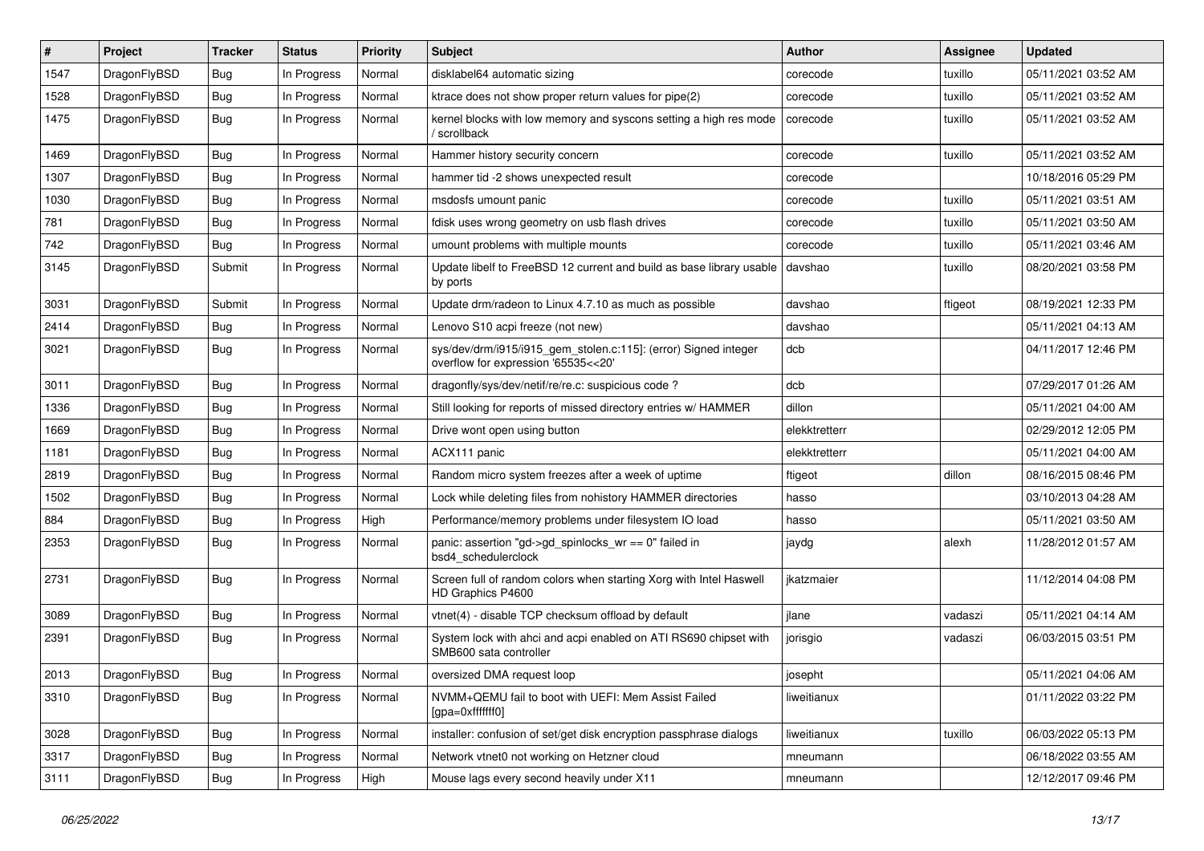| # | Project | Tracker | Status | Priority | Subject | Author | Assignee | Updated |
|---|---|---|---|---|---|---|---|---|
| 1547 | DragonFlyBSD | Bug | In Progress | Normal | disklabel64 automatic sizing | corecode | tuxillo | 05/11/2021 03:52 AM |
| 1528 | DragonFlyBSD | Bug | In Progress | Normal | ktrace does not show proper return values for pipe(2) | corecode | tuxillo | 05/11/2021 03:52 AM |
| 1475 | DragonFlyBSD | Bug | In Progress | Normal | kernel blocks with low memory and syscons setting a high res mode / scrollback | corecode | tuxillo | 05/11/2021 03:52 AM |
| 1469 | DragonFlyBSD | Bug | In Progress | Normal | Hammer history security concern | corecode | tuxillo | 05/11/2021 03:52 AM |
| 1307 | DragonFlyBSD | Bug | In Progress | Normal | hammer tid -2 shows unexpected result | corecode | | 10/18/2016 05:29 PM |
| 1030 | DragonFlyBSD | Bug | In Progress | Normal | msdosfs umount panic | corecode | tuxillo | 05/11/2021 03:51 AM |
| 781 | DragonFlyBSD | Bug | In Progress | Normal | fdisk uses wrong geometry on usb flash drives | corecode | tuxillo | 05/11/2021 03:50 AM |
| 742 | DragonFlyBSD | Bug | In Progress | Normal | umount problems with multiple mounts | corecode | tuxillo | 05/11/2021 03:46 AM |
| 3145 | DragonFlyBSD | Submit | In Progress | Normal | Update libelf to FreeBSD 12 current and build as base library usable by ports | davshao | tuxillo | 08/20/2021 03:58 PM |
| 3031 | DragonFlyBSD | Submit | In Progress | Normal | Update drm/radeon to Linux 4.7.10 as much as possible | davshao | ftigeot | 08/19/2021 12:33 PM |
| 2414 | DragonFlyBSD | Bug | In Progress | Normal | Lenovo S10 acpi freeze (not new) | davshao | | 05/11/2021 04:13 AM |
| 3021 | DragonFlyBSD | Bug | In Progress | Normal | sys/dev/drm/i915/i915_gem_stolen.c:115]: (error) Signed integer overflow for expression '65535<<20' | dcb | | 04/11/2017 12:46 PM |
| 3011 | DragonFlyBSD | Bug | In Progress | Normal | dragonfly/sys/dev/netif/re/re.c: suspicious code ? | dcb | | 07/29/2017 01:26 AM |
| 1336 | DragonFlyBSD | Bug | In Progress | Normal | Still looking for reports of missed directory entries w/ HAMMER | dillon | | 05/11/2021 04:00 AM |
| 1669 | DragonFlyBSD | Bug | In Progress | Normal | Drive wont open using button | elekktretterr | | 02/29/2012 12:05 PM |
| 1181 | DragonFlyBSD | Bug | In Progress | Normal | ACX111 panic | elekktretterr | | 05/11/2021 04:00 AM |
| 2819 | DragonFlyBSD | Bug | In Progress | Normal | Random micro system freezes after a week of uptime | ftigeot | dillon | 08/16/2015 08:46 PM |
| 1502 | DragonFlyBSD | Bug | In Progress | Normal | Lock while deleting files from nohistory HAMMER directories | hasso | | 03/10/2013 04:28 AM |
| 884 | DragonFlyBSD | Bug | In Progress | High | Performance/memory problems under filesystem IO load | hasso | | 05/11/2021 03:50 AM |
| 2353 | DragonFlyBSD | Bug | In Progress | Normal | panic: assertion "gd->gd_spinlocks_wr == 0" failed in bsd4_schedulerclock | jaydg | alexh | 11/28/2012 01:57 AM |
| 2731 | DragonFlyBSD | Bug | In Progress | Normal | Screen full of random colors when starting Xorg with Intel Haswell HD Graphics P4600 | jkatzmaier | | 11/12/2014 04:08 PM |
| 3089 | DragonFlyBSD | Bug | In Progress | Normal | vtnet(4) - disable TCP checksum offload by default | jlane | vadaszi | 05/11/2021 04:14 AM |
| 2391 | DragonFlyBSD | Bug | In Progress | Normal | System lock with ahci and acpi enabled on ATI RS690 chipset with SMB600 sata controller | jorisgio | vadaszi | 06/03/2015 03:51 PM |
| 2013 | DragonFlyBSD | Bug | In Progress | Normal | oversized DMA request loop | josepht | | 05/11/2021 04:06 AM |
| 3310 | DragonFlyBSD | Bug | In Progress | Normal | NVMM+QEMU fail to boot with UEFI: Mem Assist Failed [gpa=0xfffffff0] | liweitianux | | 01/11/2022 03:22 PM |
| 3028 | DragonFlyBSD | Bug | In Progress | Normal | installer: confusion of set/get disk encryption passphrase dialogs | liweitianux | tuxillo | 06/03/2022 05:13 PM |
| 3317 | DragonFlyBSD | Bug | In Progress | Normal | Network vtnet0 not working on Hetzner cloud | mneumann | | 06/18/2022 03:55 AM |
| 3111 | DragonFlyBSD | Bug | In Progress | High | Mouse lags every second heavily under X11 | mneumann | | 12/12/2017 09:46 PM |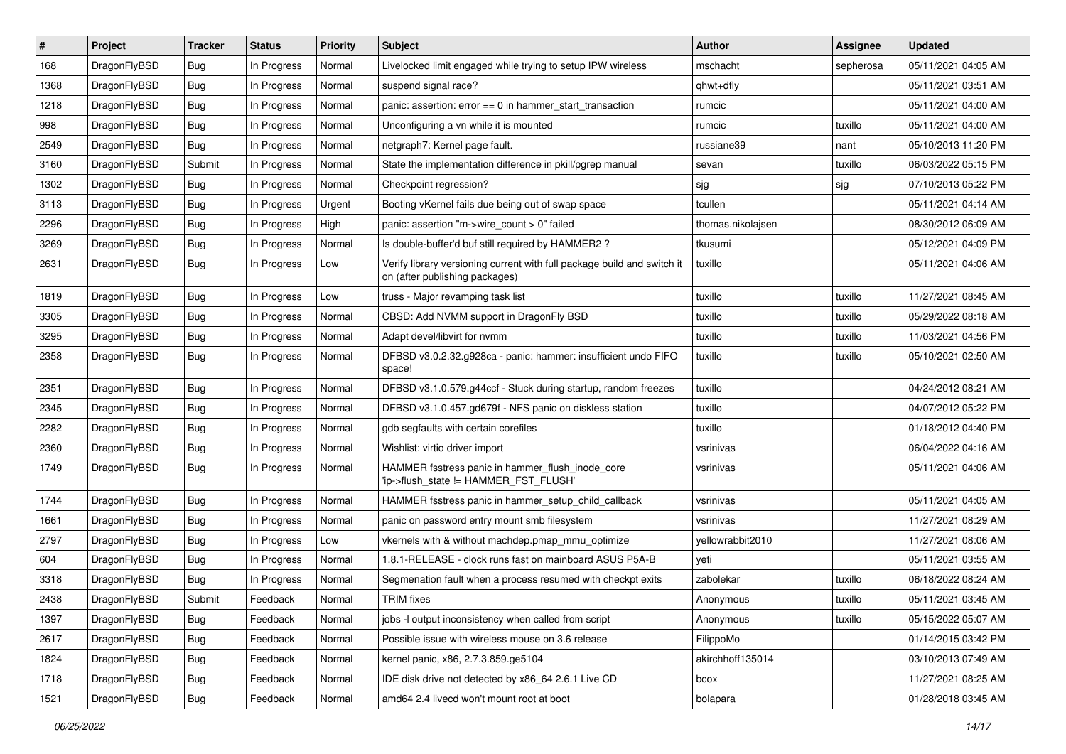| # | Project | Tracker | Status | Priority | Subject | Author | Assignee | Updated |
|---|---|---|---|---|---|---|---|---|
| 168 | DragonFlyBSD | Bug | In Progress | Normal | Livelocked limit engaged while trying to setup IPW wireless | mschacht | sepherosa | 05/11/2021 04:05 AM |
| 1368 | DragonFlyBSD | Bug | In Progress | Normal | suspend signal race? | qhwt+dfly | | 05/11/2021 03:51 AM |
| 1218 | DragonFlyBSD | Bug | In Progress | Normal | panic: assertion: error == 0 in hammer_start_transaction | rumcic | | 05/11/2021 04:00 AM |
| 998 | DragonFlyBSD | Bug | In Progress | Normal | Unconfiguring a vn while it is mounted | rumcic | tuxillo | 05/11/2021 04:00 AM |
| 2549 | DragonFlyBSD | Bug | In Progress | Normal | netgraph7: Kernel page fault. | russiane39 | nant | 05/10/2013 11:20 PM |
| 3160 | DragonFlyBSD | Submit | In Progress | Normal | State the implementation difference in pkill/pgrep manual | sevan | tuxillo | 06/03/2022 05:15 PM |
| 1302 | DragonFlyBSD | Bug | In Progress | Normal | Checkpoint regression? | sjg | sjg | 07/10/2013 05:22 PM |
| 3113 | DragonFlyBSD | Bug | In Progress | Urgent | Booting vKernel fails due being out of swap space | tcullen | | 05/11/2021 04:14 AM |
| 2296 | DragonFlyBSD | Bug | In Progress | High | panic: assertion "m->wire_count > 0" failed | thomas.nikolajsen | | 08/30/2012 06:09 AM |
| 3269 | DragonFlyBSD | Bug | In Progress | Normal | Is double-buffer'd buf still required by HAMMER2 ? | tkusumi | | 05/12/2021 04:09 PM |
| 2631 | DragonFlyBSD | Bug | In Progress | Low | Verify library versioning current with full package build and switch it on (after publishing packages) | tuxillo | | 05/11/2021 04:06 AM |
| 1819 | DragonFlyBSD | Bug | In Progress | Low | truss - Major revamping task list | tuxillo | tuxillo | 11/27/2021 08:45 AM |
| 3305 | DragonFlyBSD | Bug | In Progress | Normal | CBSD: Add NVMM support in DragonFly BSD | tuxillo | tuxillo | 05/29/2022 08:18 AM |
| 3295 | DragonFlyBSD | Bug | In Progress | Normal | Adapt devel/libvirt for nvmm | tuxillo | tuxillo | 11/03/2021 04:56 PM |
| 2358 | DragonFlyBSD | Bug | In Progress | Normal | DFBSD v3.0.2.32.g928ca - panic: hammer: insufficient undo FIFO space! | tuxillo | tuxillo | 05/10/2021 02:50 AM |
| 2351 | DragonFlyBSD | Bug | In Progress | Normal | DFBSD v3.1.0.579.g44ccf - Stuck during startup, random freezes | tuxillo | | 04/24/2012 08:21 AM |
| 2345 | DragonFlyBSD | Bug | In Progress | Normal | DFBSD v3.1.0.457.gd679f - NFS panic on diskless station | tuxillo | | 04/07/2012 05:22 PM |
| 2282 | DragonFlyBSD | Bug | In Progress | Normal | gdb segfaults with certain corefiles | tuxillo | | 01/18/2012 04:40 PM |
| 2360 | DragonFlyBSD | Bug | In Progress | Normal | Wishlist: virtio driver import | vsrinivas | | 06/04/2022 04:16 AM |
| 1749 | DragonFlyBSD | Bug | In Progress | Normal | HAMMER fsstress panic in hammer_flush_inode_core 'ip->flush_state != HAMMER_FST_FLUSH' | vsrinivas | | 05/11/2021 04:06 AM |
| 1744 | DragonFlyBSD | Bug | In Progress | Normal | HAMMER fsstress panic in hammer_setup_child_callback | vsrinivas | | 05/11/2021 04:05 AM |
| 1661 | DragonFlyBSD | Bug | In Progress | Normal | panic on password entry mount smb filesystem | vsrinivas | | 11/27/2021 08:29 AM |
| 2797 | DragonFlyBSD | Bug | In Progress | Low | vkernels with & without machdep.pmap_mmu_optimize | yellowrabbit2010 | | 11/27/2021 08:06 AM |
| 604 | DragonFlyBSD | Bug | In Progress | Normal | 1.8.1-RELEASE - clock runs fast on mainboard ASUS P5A-B | yeti | | 05/11/2021 03:55 AM |
| 3318 | DragonFlyBSD | Bug | In Progress | Normal | Segmenation fault when a process resumed with checkpt exits | zabolekar | tuxillo | 06/18/2022 08:24 AM |
| 2438 | DragonFlyBSD | Submit | Feedback | Normal | TRIM fixes | Anonymous | tuxillo | 05/11/2021 03:45 AM |
| 1397 | DragonFlyBSD | Bug | Feedback | Normal | jobs -I output inconsistency when called from script | Anonymous | tuxillo | 05/15/2022 05:07 AM |
| 2617 | DragonFlyBSD | Bug | Feedback | Normal | Possible issue with wireless mouse on 3.6 release | FilippoMo | | 01/14/2015 03:42 PM |
| 1824 | DragonFlyBSD | Bug | Feedback | Normal | kernel panic, x86, 2.7.3.859.ge5104 | akirchhoff135014 | | 03/10/2013 07:49 AM |
| 1718 | DragonFlyBSD | Bug | Feedback | Normal | IDE disk drive not detected by x86_64 2.6.1 Live CD | bcox | | 11/27/2021 08:25 AM |
| 1521 | DragonFlyBSD | Bug | Feedback | Normal | amd64 2.4 livecd won't mount root at boot | bolapara | | 01/28/2018 03:45 AM |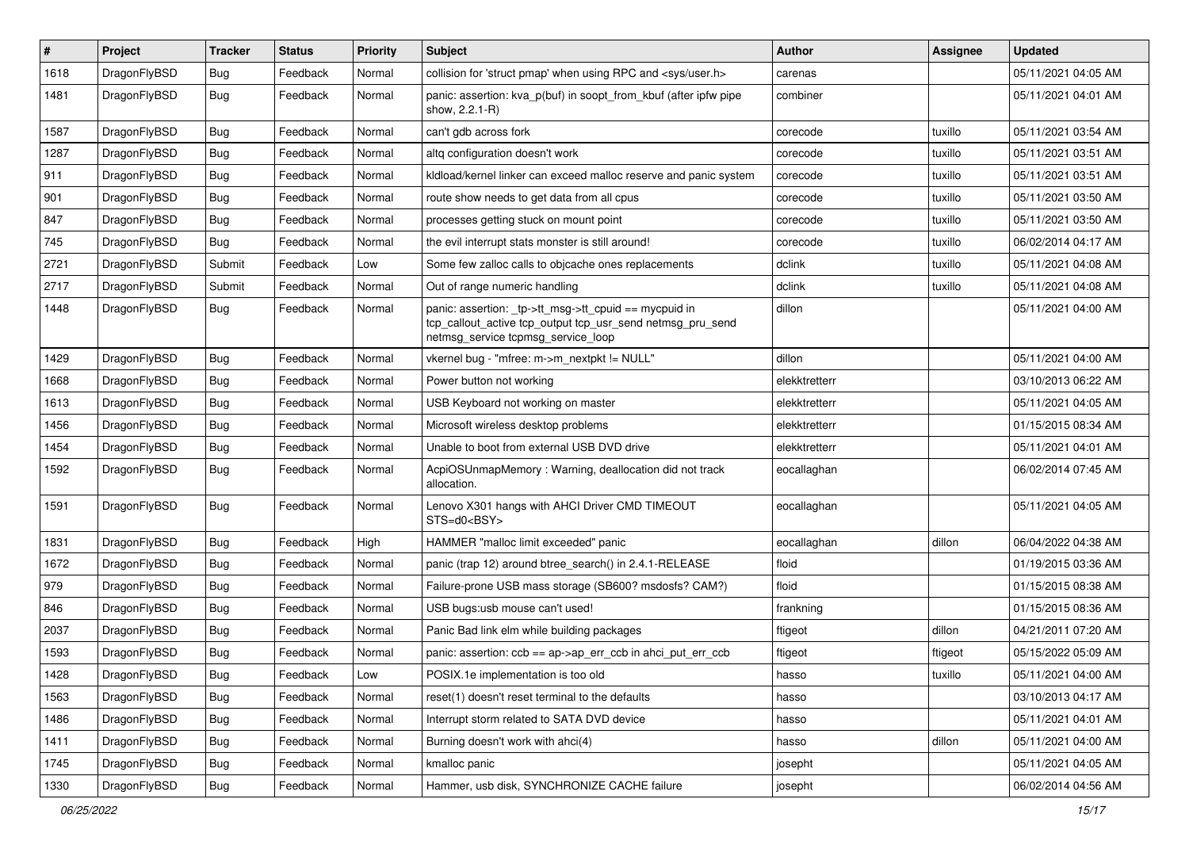| # | Project | Tracker | Status | Priority | Subject | Author | Assignee | Updated |
|---|---|---|---|---|---|---|---|---|
| 1618 | DragonFlyBSD | Bug | Feedback | Normal | collision for 'struct pmap' when using RPC and <sys/user.h> | carenas | | 05/11/2021 04:05 AM |
| 1481 | DragonFlyBSD | Bug | Feedback | Normal | panic: assertion: kva_p(buf) in soopt_from_kbuf (after ipfw pipe show, 2.2.1-R) | combiner | | 05/11/2021 04:01 AM |
| 1587 | DragonFlyBSD | Bug | Feedback | Normal | can't gdb across fork | corecode | tuxillo | 05/11/2021 03:54 AM |
| 1287 | DragonFlyBSD | Bug | Feedback | Normal | altq configuration doesn't work | corecode | tuxillo | 05/11/2021 03:51 AM |
| 911 | DragonFlyBSD | Bug | Feedback | Normal | kldload/kernel linker can exceed malloc reserve and panic system | corecode | tuxillo | 05/11/2021 03:51 AM |
| 901 | DragonFlyBSD | Bug | Feedback | Normal | route show needs to get data from all cpus | corecode | tuxillo | 05/11/2021 03:50 AM |
| 847 | DragonFlyBSD | Bug | Feedback | Normal | processes getting stuck on mount point | corecode | tuxillo | 05/11/2021 03:50 AM |
| 745 | DragonFlyBSD | Bug | Feedback | Normal | the evil interrupt stats monster is still around! | corecode | tuxillo | 06/02/2014 04:17 AM |
| 2721 | DragonFlyBSD | Submit | Feedback | Low | Some few zalloc calls to objcache ones replacements | dclink | tuxillo | 05/11/2021 04:08 AM |
| 2717 | DragonFlyBSD | Submit | Feedback | Normal | Out of range numeric handling | dclink | tuxillo | 05/11/2021 04:08 AM |
| 1448 | DragonFlyBSD | Bug | Feedback | Normal | panic: assertion: _tp->tt_msg->tt_cpuid == mycpuid in tcp_callout_active tcp_output tcp_usr_send netmsg_pru_send netmsg_service tcpmsg_service_loop | dillon | | 05/11/2021 04:00 AM |
| 1429 | DragonFlyBSD | Bug | Feedback | Normal | vkernel bug - "mfree: m->m_nextpkt != NULL" | dillon | | 05/11/2021 04:00 AM |
| 1668 | DragonFlyBSD | Bug | Feedback | Normal | Power button not working | elekktretterr | | 03/10/2013 06:22 AM |
| 1613 | DragonFlyBSD | Bug | Feedback | Normal | USB Keyboard not working on master | elekktretterr | | 05/11/2021 04:05 AM |
| 1456 | DragonFlyBSD | Bug | Feedback | Normal | Microsoft wireless desktop problems | elekktretterr | | 01/15/2015 08:34 AM |
| 1454 | DragonFlyBSD | Bug | Feedback | Normal | Unable to boot from external USB DVD drive | elekktretterr | | 05/11/2021 04:01 AM |
| 1592 | DragonFlyBSD | Bug | Feedback | Normal | AcpiOSUnmapMemory : Warning, deallocation did not track allocation. | eocallaghan | | 06/02/2014 07:45 AM |
| 1591 | DragonFlyBSD | Bug | Feedback | Normal | Lenovo X301 hangs with AHCI Driver CMD TIMEOUT STS=d0<BSY> | eocallaghan | | 05/11/2021 04:05 AM |
| 1831 | DragonFlyBSD | Bug | Feedback | High | HAMMER "malloc limit exceeded" panic | eocallaghan | dillon | 06/04/2022 04:38 AM |
| 1672 | DragonFlyBSD | Bug | Feedback | Normal | panic (trap 12) around btree_search() in 2.4.1-RELEASE | floid | | 01/19/2015 03:36 AM |
| 979 | DragonFlyBSD | Bug | Feedback | Normal | Failure-prone USB mass storage (SB600? msdosfs? CAM?) | floid | | 01/15/2015 08:38 AM |
| 846 | DragonFlyBSD | Bug | Feedback | Normal | USB bugs:usb mouse can't used! | frankning | | 01/15/2015 08:36 AM |
| 2037 | DragonFlyBSD | Bug | Feedback | Normal | Panic Bad link elm while building packages | ftigeot | dillon | 04/21/2011 07:20 AM |
| 1593 | DragonFlyBSD | Bug | Feedback | Normal | panic: assertion: ccb == ap->ap_err_ccb in ahci_put_err_ccb | ftigeot | ftigeot | 05/15/2022 05:09 AM |
| 1428 | DragonFlyBSD | Bug | Feedback | Low | POSIX.1e implementation is too old | hasso | tuxillo | 05/11/2021 04:00 AM |
| 1563 | DragonFlyBSD | Bug | Feedback | Normal | reset(1) doesn't reset terminal to the defaults | hasso | | 03/10/2013 04:17 AM |
| 1486 | DragonFlyBSD | Bug | Feedback | Normal | Interrupt storm related to SATA DVD device | hasso | | 05/11/2021 04:01 AM |
| 1411 | DragonFlyBSD | Bug | Feedback | Normal | Burning doesn't work with ahci(4) | hasso | dillon | 05/11/2021 04:00 AM |
| 1745 | DragonFlyBSD | Bug | Feedback | Normal | kmalloc panic | josepht | | 05/11/2021 04:05 AM |
| 1330 | DragonFlyBSD | Bug | Feedback | Normal | Hammer, usb disk, SYNCHRONIZE CACHE failure | josepht | | 06/02/2014 04:56 AM |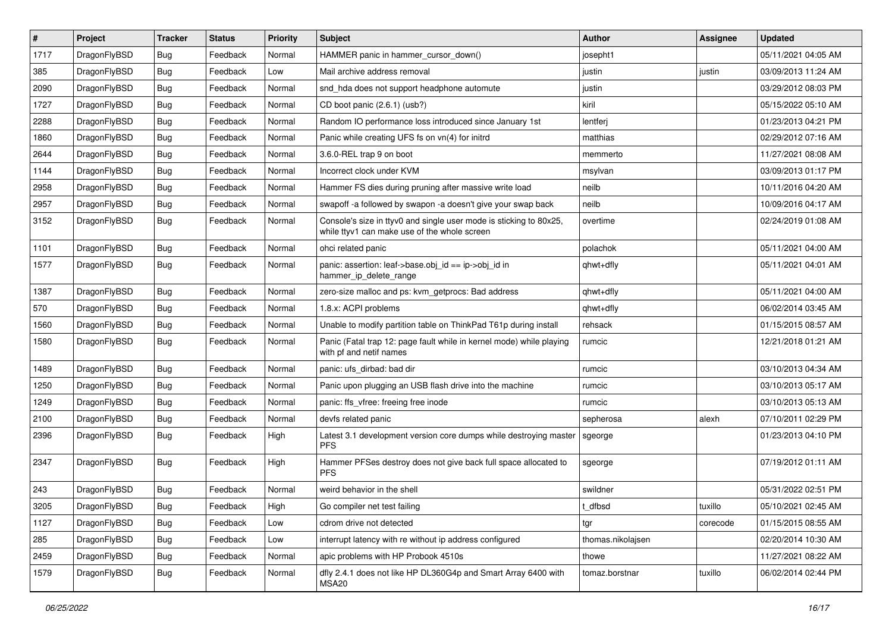| # | Project | Tracker | Status | Priority | Subject | Author | Assignee | Updated |
| --- | --- | --- | --- | --- | --- | --- | --- | --- |
| 1717 | DragonFlyBSD | Bug | Feedback | Normal | HAMMER panic in hammer_cursor_down() | josepht1 | | 05/11/2021 04:05 AM |
| 385 | DragonFlyBSD | Bug | Feedback | Low | Mail archive address removal | justin | justin | 03/09/2013 11:24 AM |
| 2090 | DragonFlyBSD | Bug | Feedback | Normal | snd_hda does not support headphone automute | justin | | 03/29/2012 08:03 PM |
| 1727 | DragonFlyBSD | Bug | Feedback | Normal | CD boot panic (2.6.1) (usb?) | kiril | | 05/15/2022 05:10 AM |
| 2288 | DragonFlyBSD | Bug | Feedback | Normal | Random IO performance loss introduced since January 1st | lentferj | | 01/23/2013 04:21 PM |
| 1860 | DragonFlyBSD | Bug | Feedback | Normal | Panic while creating UFS fs on vn(4) for initrd | matthias | | 02/29/2012 07:16 AM |
| 2644 | DragonFlyBSD | Bug | Feedback | Normal | 3.6.0-REL trap 9 on boot | memmerto | | 11/27/2021 08:08 AM |
| 1144 | DragonFlyBSD | Bug | Feedback | Normal | Incorrect clock under KVM | msylvan | | 03/09/2013 01:17 PM |
| 2958 | DragonFlyBSD | Bug | Feedback | Normal | Hammer FS dies during pruning after massive write load | neilb | | 10/11/2016 04:20 AM |
| 2957 | DragonFlyBSD | Bug | Feedback | Normal | swapoff -a followed by swapon -a doesn't give your swap back | neilb | | 10/09/2016 04:17 AM |
| 3152 | DragonFlyBSD | Bug | Feedback | Normal | Console's size in ttyv0 and single user mode is sticking to 80x25, while ttyv1 can make use of the whole screen | overtime | | 02/24/2019 01:08 AM |
| 1101 | DragonFlyBSD | Bug | Feedback | Normal | ohci related panic | polachok | | 05/11/2021 04:00 AM |
| 1577 | DragonFlyBSD | Bug | Feedback | Normal | panic: assertion: leaf->base.obj_id == ip->obj_id in hammer_ip_delete_range | qhwt+dfly | | 05/11/2021 04:01 AM |
| 1387 | DragonFlyBSD | Bug | Feedback | Normal | zero-size malloc and ps: kvm_getprocs: Bad address | qhwt+dfly | | 05/11/2021 04:00 AM |
| 570 | DragonFlyBSD | Bug | Feedback | Normal | 1.8.x: ACPI problems | qhwt+dfly | | 06/02/2014 03:45 AM |
| 1560 | DragonFlyBSD | Bug | Feedback | Normal | Unable to modify partition table on ThinkPad T61p during install | rehsack | | 01/15/2015 08:57 AM |
| 1580 | DragonFlyBSD | Bug | Feedback | Normal | Panic (Fatal trap 12: page fault while in kernel mode) while playing with pf and netif names | rumcic | | 12/21/2018 01:21 AM |
| 1489 | DragonFlyBSD | Bug | Feedback | Normal | panic: ufs_dirbad: bad dir | rumcic | | 03/10/2013 04:34 AM |
| 1250 | DragonFlyBSD | Bug | Feedback | Normal | Panic upon plugging an USB flash drive into the machine | rumcic | | 03/10/2013 05:17 AM |
| 1249 | DragonFlyBSD | Bug | Feedback | Normal | panic: ffs_vfree: freeing free inode | rumcic | | 03/10/2013 05:13 AM |
| 2100 | DragonFlyBSD | Bug | Feedback | Normal | devfs related panic | sepherosa | alexh | 07/10/2011 02:29 PM |
| 2396 | DragonFlyBSD | Bug | Feedback | High | Latest 3.1 development version core dumps while destroying master PFS | sgeorge | | 01/23/2013 04:10 PM |
| 2347 | DragonFlyBSD | Bug | Feedback | High | Hammer PFSes destroy does not give back full space allocated to PFS | sgeorge | | 07/19/2012 01:11 AM |
| 243 | DragonFlyBSD | Bug | Feedback | Normal | weird behavior in the shell | swildner | | 05/31/2022 02:51 PM |
| 3205 | DragonFlyBSD | Bug | Feedback | High | Go compiler net test failing | t_dfbsd | tuxillo | 05/10/2021 02:45 AM |
| 1127 | DragonFlyBSD | Bug | Feedback | Low | cdrom drive not detected | tgr | corecode | 01/15/2015 08:55 AM |
| 285 | DragonFlyBSD | Bug | Feedback | Low | interrupt latency with re without ip address configured | thomas.nikolajsen | | 02/20/2014 10:30 AM |
| 2459 | DragonFlyBSD | Bug | Feedback | Normal | apic problems with HP Probook 4510s | thowe | | 11/27/2021 08:22 AM |
| 1579 | DragonFlyBSD | Bug | Feedback | Normal | dfly 2.4.1 does not like HP DL360G4p and Smart Array 6400 with MSA20 | tomaz.borstnar | tuxillo | 06/02/2014 02:44 PM |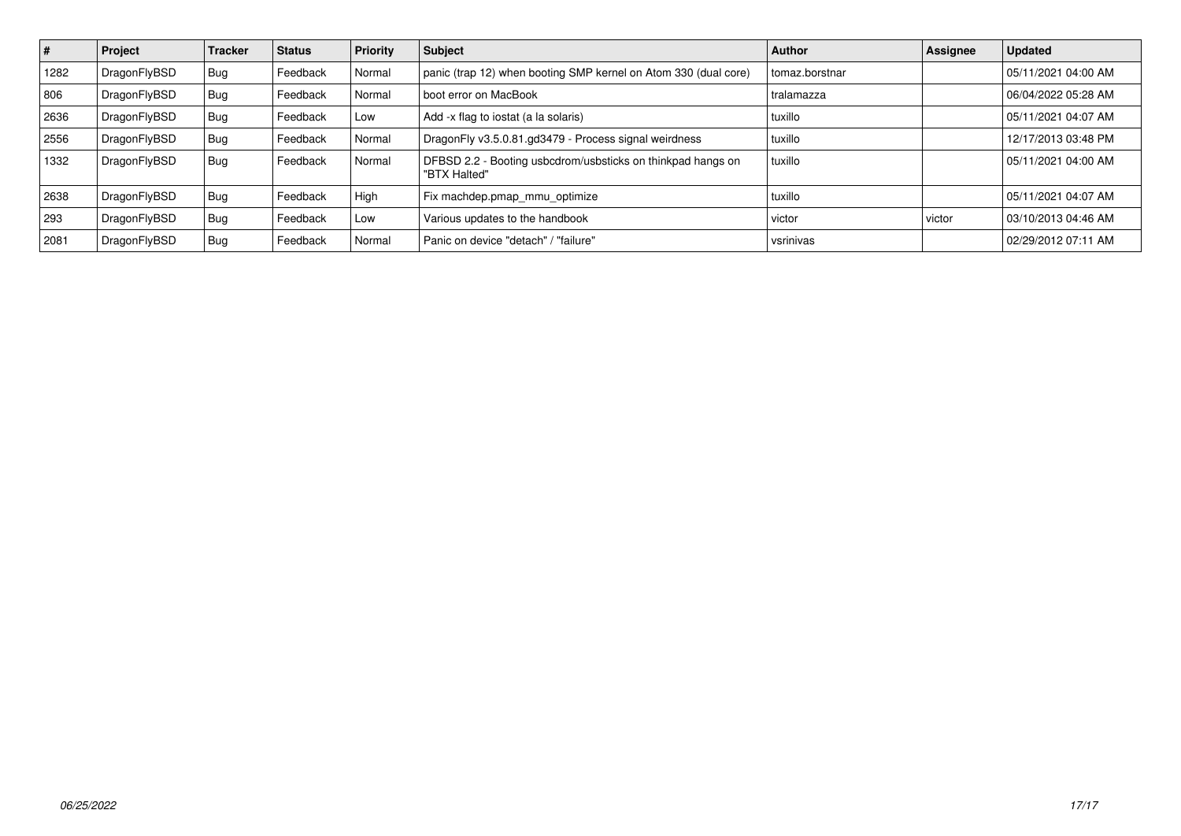| # | Project | Tracker | Status | Priority | Subject | Author | Assignee | Updated |
| --- | --- | --- | --- | --- | --- | --- | --- | --- |
| 1282 | DragonFlyBSD | Bug | Feedback | Normal | panic (trap 12) when booting SMP kernel on Atom 330 (dual core) | tomaz.borstnar | | 05/11/2021 04:00 AM |
| 806 | DragonFlyBSD | Bug | Feedback | Normal | boot error on MacBook | tralamazza | | 06/04/2022 05:28 AM |
| 2636 | DragonFlyBSD | Bug | Feedback | Low | Add -x flag to iostat (a la solaris) | tuxillo | | 05/11/2021 04:07 AM |
| 2556 | DragonFlyBSD | Bug | Feedback | Normal | DragonFly v3.5.0.81.gd3479 - Process signal weirdness | tuxillo | | 12/17/2013 03:48 PM |
| 1332 | DragonFlyBSD | Bug | Feedback | Normal | DFBSD 2.2 - Booting usbcdrom/usbsticks on thinkpad hangs on "BTX Halted" | tuxillo | | 05/11/2021 04:00 AM |
| 2638 | DragonFlyBSD | Bug | Feedback | High | Fix machdep.pmap_mmu_optimize | tuxillo | | 05/11/2021 04:07 AM |
| 293 | DragonFlyBSD | Bug | Feedback | Low | Various updates to the handbook | victor | victor | 03/10/2013 04:46 AM |
| 2081 | DragonFlyBSD | Bug | Feedback | Normal | Panic on device "detach" / "failure" | vsrinivas | | 02/29/2012 07:11 AM |